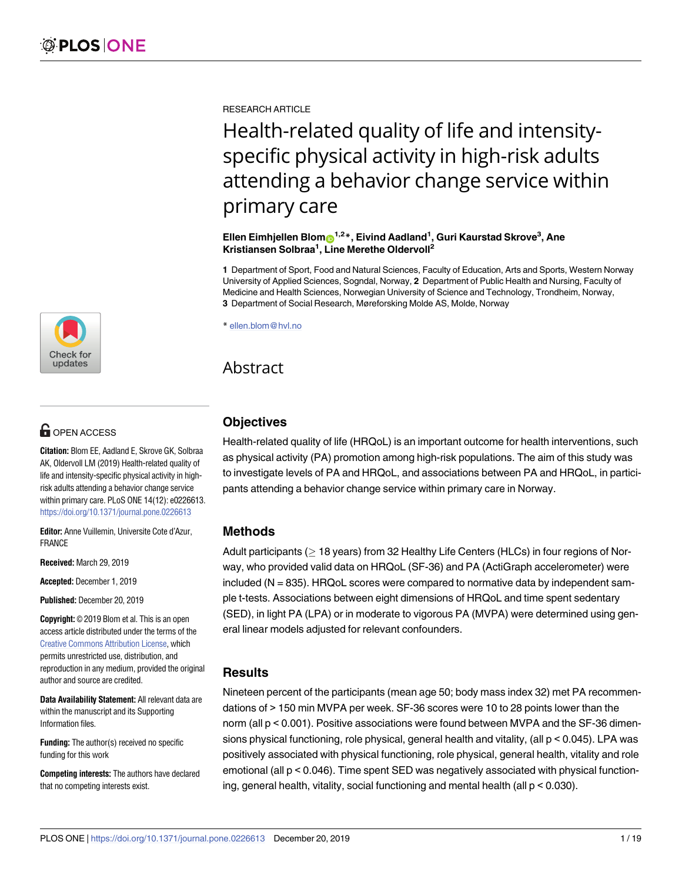RESEARCH ARTICLE

# Health-related quality of life and intensity-specific physical activity in high-risk adults attending a behavior change service within primary care

**Ellen Eimhjellen Blom[1,2]*, Eivind Aadland[1], Guri Kaurstad Skrove[3], Ane Kristiansen Solbraa[1], Line Merethe Oldervoll[2]**

**1** Department of Sport, Food and Natural Sciences, Faculty of Education, Arts and Sports, Western Norway University of Applied Sciences, Sogndal, Norway, **2** Department of Public Health and Nursing, Faculty of Medicine and Health Sciences, Norwegian University of Science and Technology, Trondheim, Norway, **3** Department of Social Research, Møreforsking Molde AS, Molde, Norway

* ellen.blom@hvl.no

OPEN ACCESS

**Citation:** Blom EE, Aadland E, Skrove GK, Solbraa AK, Oldervoll LM (2019) Health-related quality of life and intensity-specific physical activity in high-risk adults attending a behavior change service within primary care. PLoS ONE 14(12): e0226613. https://doi.org/10.1371/journal.pone.0226613

**Editor:** Anne Vuillemin, Universite Cote d'Azur, FRANCE

**Received:** March 29, 2019

**Accepted:** December 1, 2019

**Published:** December 20, 2019

**Copyright:** © 2019 Blom et al. This is an open access article distributed under the terms of the Creative Commons Attribution License, which permits unrestricted use, distribution, and reproduction in any medium, provided the original author and source are credited.

**Data Availability Statement:** All relevant data are within the manuscript and its Supporting Information files.

**Funding:** The author(s) received no specific funding for this work

**Competing interests:** The authors have declared that no competing interests exist.

## Abstract

### Objectives

Health-related quality of life (HRQoL) is an important outcome for health interventions, such as physical activity (PA) promotion among high-risk populations. The aim of this study was to investigate levels of PA and HRQoL, and associations between PA and HRQoL, in participants attending a behavior change service within primary care in Norway.

### Methods

Adult participants ($\geq$ 18 years) from 32 Healthy Life Centers (HLCs) in four regions of Norway, who provided valid data on HRQoL (SF-36) and PA (ActiGraph accelerometer) were included (N = 835). HRQoL scores were compared to normative data by independent sample t-tests. Associations between eight dimensions of HRQoL and time spent sedentary (SED), in light PA (LPA) or in moderate to vigorous PA (MVPA) were determined using general linear models adjusted for relevant confounders.

### Results

Nineteen percent of the participants (mean age 50; body mass index 32) met PA recommendations of > 150 min MVPA per week. SF-36 scores were 10 to 28 points lower than the norm (all $p < 0.001$). Positive associations were found between MVPA and the SF-36 dimensions physical functioning, role physical, general health and vitality, (all $p < 0.045$). LPA was positively associated with physical functioning, role physical, general health, vitality and role emotional (all $p < 0.046$). Time spent SED was negatively associated with physical functioning, general health, vitality, social functioning and mental health (all $p < 0.030$).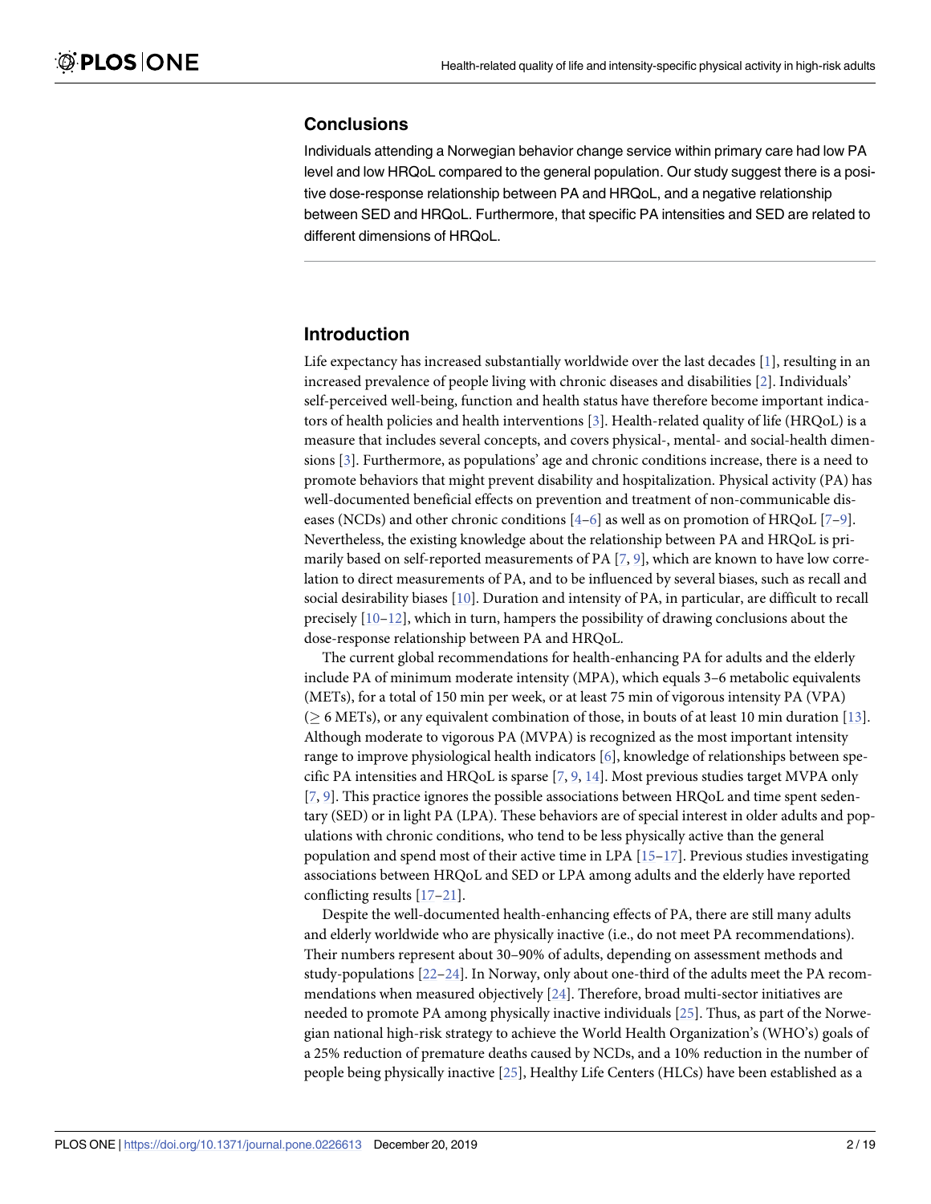## Conclusions

Individuals attending a Norwegian behavior change service within primary care had low PA level and low HRQoL compared to the general population. Our study suggest there is a positive dose-response relationship between PA and HRQoL, and a negative relationship between SED and HRQoL. Furthermore, that specific PA intensities and SED are related to different dimensions of HRQoL.

## Introduction

Life expectancy has increased substantially worldwide over the last decades [1], resulting in an increased prevalence of people living with chronic diseases and disabilities [2]. Individuals' self-perceived well-being, function and health status have therefore become important indicators of health policies and health interventions [3]. Health-related quality of life (HRQoL) is a measure that includes several concepts, and covers physical-, mental- and social-health dimensions [3]. Furthermore, as populations' age and chronic conditions increase, there is a need to promote behaviors that might prevent disability and hospitalization. Physical activity (PA) has well-documented beneficial effects on prevention and treatment of non-communicable diseases (NCDs) and other chronic conditions [4–6] as well as on promotion of HRQoL [7–9]. Nevertheless, the existing knowledge about the relationship between PA and HRQoL is primarily based on self-reported measurements of PA [7, 9], which are known to have low correlation to direct measurements of PA, and to be influenced by several biases, such as recall and social desirability biases [10]. Duration and intensity of PA, in particular, are difficult to recall precisely [10–12], which in turn, hampers the possibility of drawing conclusions about the dose-response relationship between PA and HRQoL.

The current global recommendations for health-enhancing PA for adults and the elderly include PA of minimum moderate intensity (MPA), which equals 3–6 metabolic equivalents (METs), for a total of 150 min per week, or at least 75 min of vigorous intensity PA (VPA) ($\geq$ 6 METs), or any equivalent combination of those, in bouts of at least 10 min duration [13]. Although moderate to vigorous PA (MVPA) is recognized as the most important intensity range to improve physiological health indicators [6], knowledge of relationships between specific PA intensities and HRQoL is sparse [7, 9, 14]. Most previous studies target MVPA only [7, 9]. This practice ignores the possible associations between HRQoL and time spent sedentary (SED) or in light PA (LPA). These behaviors are of special interest in older adults and populations with chronic conditions, who tend to be less physically active than the general population and spend most of their active time in LPA [15–17]. Previous studies investigating associations between HRQoL and SED or LPA among adults and the elderly have reported conflicting results [17–21].

Despite the well-documented health-enhancing effects of PA, there are still many adults and elderly worldwide who are physically inactive (i.e., do not meet PA recommendations). Their numbers represent about 30–90% of adults, depending on assessment methods and study-populations [22–24]. In Norway, only about one-third of the adults meet the PA recommendations when measured objectively [24]. Therefore, broad multi-sector initiatives are needed to promote PA among physically inactive individuals [25]. Thus, as part of the Norwegian national high-risk strategy to achieve the World Health Organization's (WHO's) goals of a 25% reduction of premature deaths caused by NCDs, and a 10% reduction in the number of people being physically inactive [25], Healthy Life Centers (HLCs) have been established as a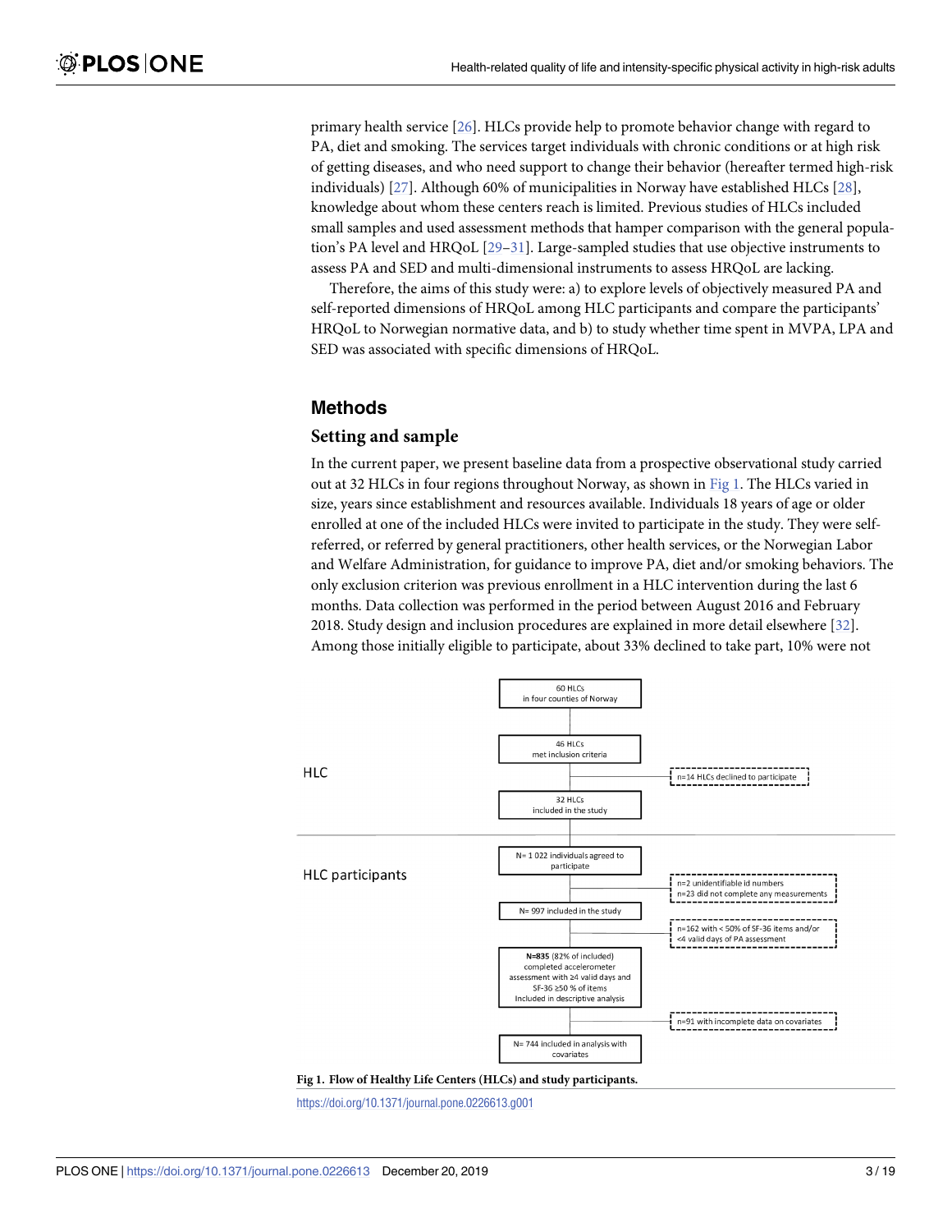primary health service [26]. HLCs provide help to promote behavior change with regard to PA, diet and smoking. The services target individuals with chronic conditions or at high risk of getting diseases, and who need support to change their behavior (hereafter termed high-risk individuals) [27]. Although 60% of municipalities in Norway have established HLCs [28], knowledge about whom these centers reach is limited. Previous studies of HLCs included small samples and used assessment methods that hamper comparison with the general population's PA level and HRQoL [29–31]. Large-sampled studies that use objective instruments to assess PA and SED and multi-dimensional instruments to assess HRQoL are lacking.

Therefore, the aims of this study were: a) to explore levels of objectively measured PA and self-reported dimensions of HRQoL among HLC participants and compare the participants' HRQoL to Norwegian normative data, and b) to study whether time spent in MVPA, LPA and SED was associated with specific dimensions of HRQoL.

## Methods

### Setting and sample

In the current paper, we present baseline data from a prospective observational study carried out at 32 HLCs in four regions throughout Norway, as shown in Fig 1. The HLCs varied in size, years since establishment and resources available. Individuals 18 years of age or older enrolled at one of the included HLCs were invited to participate in the study. They were self-referred, or referred by general practitioners, other health services, or the Norwegian Labor and Welfare Administration, for guidance to improve PA, diet and/or smoking behaviors. The only exclusion criterion was previous enrollment in a HLC intervention during the last 6 months. Data collection was performed in the period between August 2016 and February 2018. Study design and inclusion procedures are explained in more detail elsewhere [32]. Among those initially eligible to participate, about 33% declined to take part, 10% were not

HLC

60 HLCs in four counties of Norway

46 HLCs met inclusion criteria

n=14 HLCs declined to participate

32 HLCs included in the study

HLC participants

N= 1 022 individuals agreed to participate

n=2 unidentifiable id numbers
n=23 did not complete any measurements

N= 997 included in the study

n=162 with < 50% of SF-36 items and/or <4 valid days of PA assessment

**N=835** (82% of included) completed accelerometer assessment with ≥4 valid days and SF-36 ≥50 % of items Included in descriptive analysis

n=91 with incomplete data on covariates

N= 744 included in analysis with covariates

**Fig 1. Flow of Healthy Life Centers (HLCs) and study participants.**

https://doi.org/10.1371/journal.pone.0226613.g001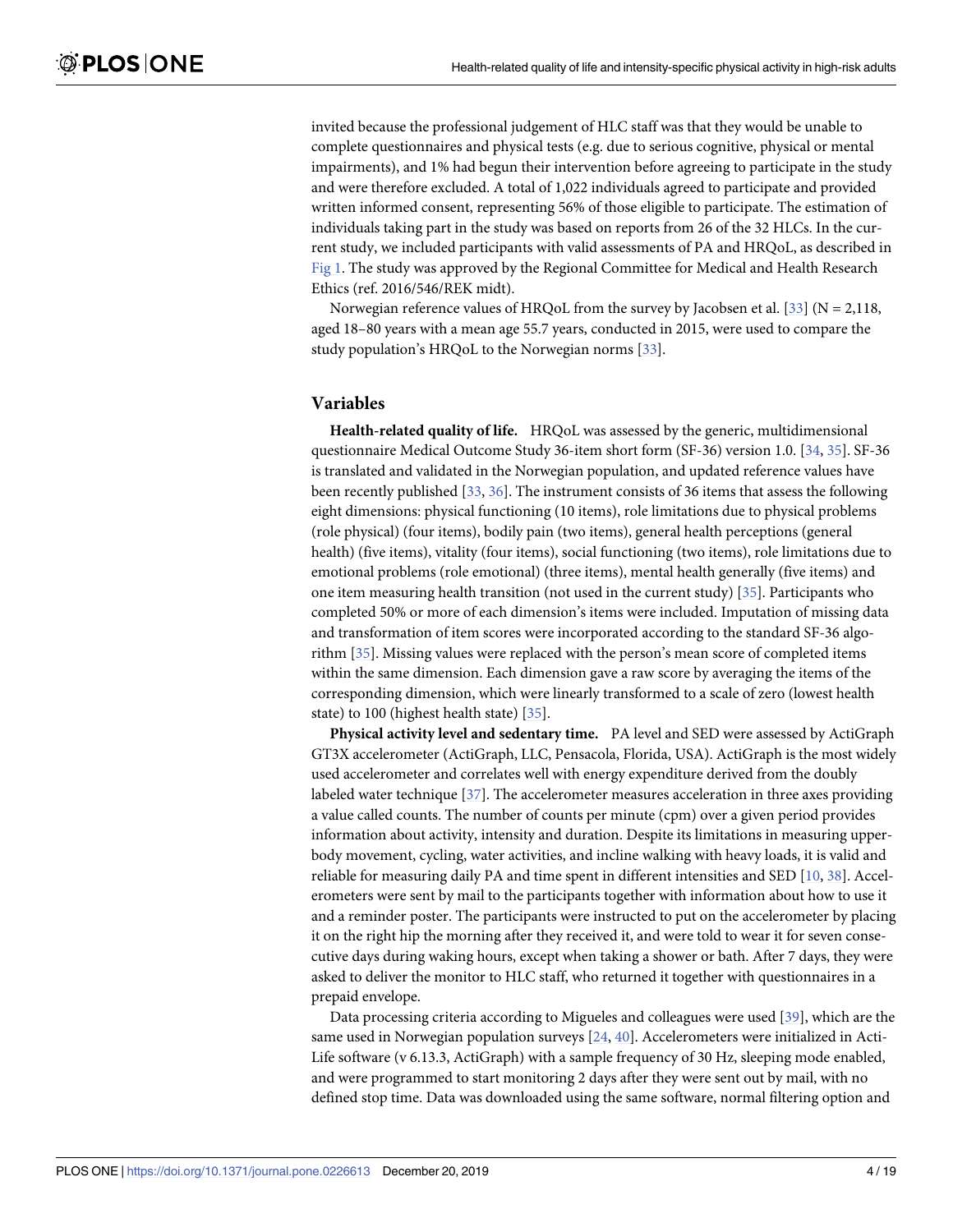invited because the professional judgement of HLC staff was that they would be unable to complete questionnaires and physical tests (e.g. due to serious cognitive, physical or mental impairments), and 1% had begun their intervention before agreeing to participate in the study and were therefore excluded. A total of 1,022 individuals agreed to participate and provided written informed consent, representing 56% of those eligible to participate. The estimation of individuals taking part in the study was based on reports from 26 of the 32 HLCs. In the current study, we included participants with valid assessments of PA and HRQoL, as described in Fig 1. The study was approved by the Regional Committee for Medical and Health Research Ethics (ref. 2016/546/REK midt).

Norwegian reference values of HRQoL from the survey by Jacobsen et al. [33] (N = 2,118, aged 18–80 years with a mean age 55.7 years, conducted in 2015, were used to compare the study population's HRQoL to the Norwegian norms [33].

## Variables

**Health-related quality of life.** HRQoL was assessed by the generic, multidimensional questionnaire Medical Outcome Study 36-item short form (SF-36) version 1.0. [34, 35]. SF-36 is translated and validated in the Norwegian population, and updated reference values have been recently published [33, 36]. The instrument consists of 36 items that assess the following eight dimensions: physical functioning (10 items), role limitations due to physical problems (role physical) (four items), bodily pain (two items), general health perceptions (general health) (five items), vitality (four items), social functioning (two items), role limitations due to emotional problems (role emotional) (three items), mental health generally (five items) and one item measuring health transition (not used in the current study) [35]. Participants who completed 50% or more of each dimension's items were included. Imputation of missing data and transformation of item scores were incorporated according to the standard SF-36 algorithm [35]. Missing values were replaced with the person's mean score of completed items within the same dimension. Each dimension gave a raw score by averaging the items of the corresponding dimension, which were linearly transformed to a scale of zero (lowest health state) to 100 (highest health state) [35].

**Physical activity level and sedentary time.** PA level and SED were assessed by ActiGraph GT3X accelerometer (ActiGraph, LLC, Pensacola, Florida, USA). ActiGraph is the most widely used accelerometer and correlates well with energy expenditure derived from the doubly labeled water technique [37]. The accelerometer measures acceleration in three axes providing a value called counts. The number of counts per minute (cpm) over a given period provides information about activity, intensity and duration. Despite its limitations in measuring upper-body movement, cycling, water activities, and incline walking with heavy loads, it is valid and reliable for measuring daily PA and time spent in different intensities and SED [10, 38]. Accelerometers were sent by mail to the participants together with information about how to use it and a reminder poster. The participants were instructed to put on the accelerometer by placing it on the right hip the morning after they received it, and were told to wear it for seven consecutive days during waking hours, except when taking a shower or bath. After 7 days, they were asked to deliver the monitor to HLC staff, who returned it together with questionnaires in a prepaid envelope.

Data processing criteria according to Migueles and colleagues were used [39], which are the same used in Norwegian population surveys [24, 40]. Accelerometers were initialized in ActiLife software (v 6.13.3, ActiGraph) with a sample frequency of 30 Hz, sleeping mode enabled, and were programmed to start monitoring 2 days after they were sent out by mail, with no defined stop time. Data was downloaded using the same software, normal filtering option and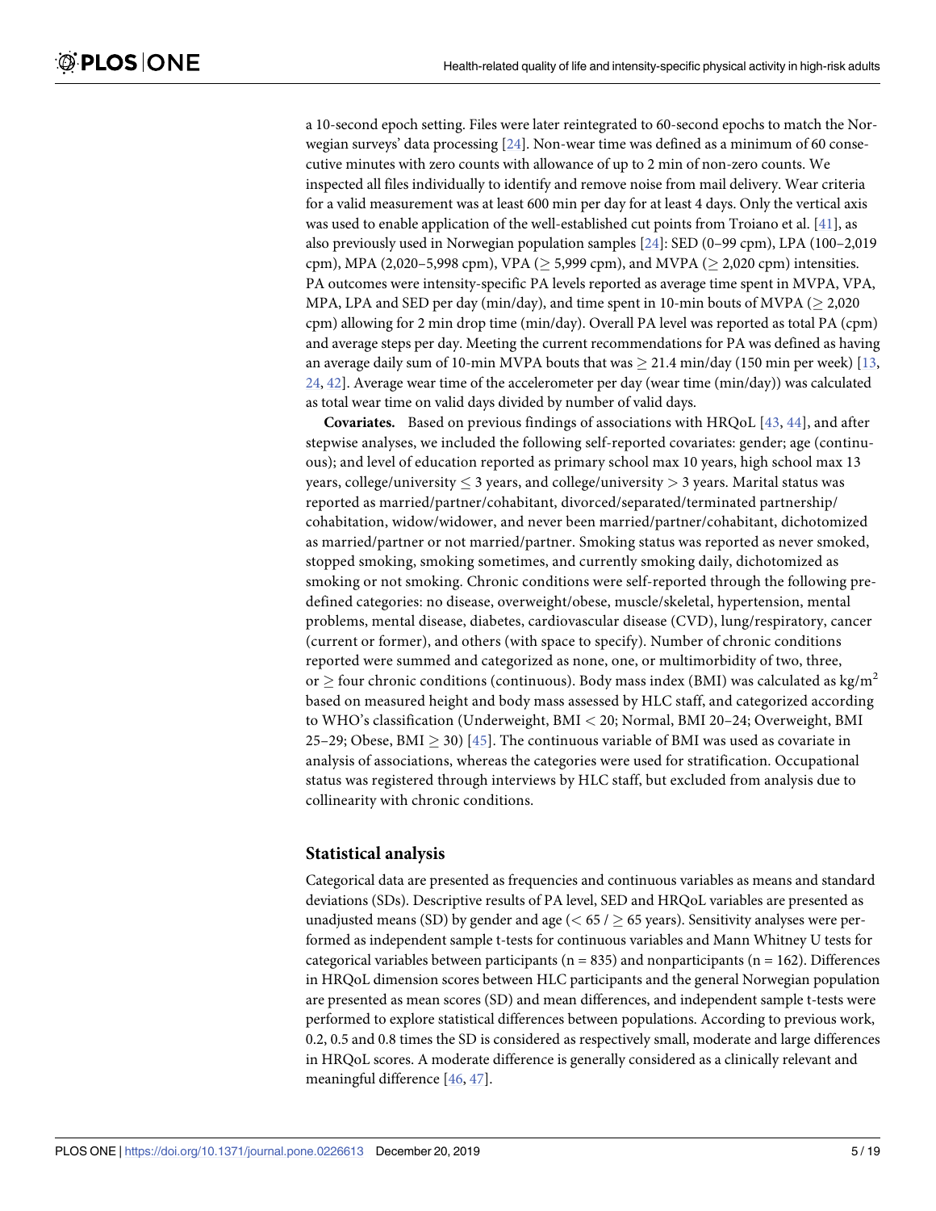a 10-second epoch setting. Files were later reintegrated to 60-second epochs to match the Norwegian surveys' data processing [24]. Non-wear time was defined as a minimum of 60 consecutive minutes with zero counts with allowance of up to 2 min of non-zero counts. We inspected all files individually to identify and remove noise from mail delivery. Wear criteria for a valid measurement was at least 600 min per day for at least 4 days. Only the vertical axis was used to enable application of the well-established cut points from Troiano et al. [41], as also previously used in Norwegian population samples [24]: SED (0–99 cpm), LPA (100–2,019 cpm), MPA (2,020–5,998 cpm), VPA ($\geq$ 5,999 cpm), and MVPA ($\geq$ 2,020 cpm) intensities. PA outcomes were intensity-specific PA levels reported as average time spent in MVPA, VPA, MPA, LPA and SED per day (min/day), and time spent in 10-min bouts of MVPA ($\geq$ 2,020 cpm) allowing for 2 min drop time (min/day). Overall PA level was reported as total PA (cpm) and average steps per day. Meeting the current recommendations for PA was defined as having an average daily sum of 10-min MVPA bouts that was $\geq$ 21.4 min/day (150 min per week) [13, 24, 42]. Average wear time of the accelerometer per day (wear time (min/day)) was calculated as total wear time on valid days divided by number of valid days.

**Covariates.** Based on previous findings of associations with HRQoL [43, 44], and after stepwise analyses, we included the following self-reported covariates: gender; age (continuous); and level of education reported as primary school max 10 years, high school max 13 years, college/university $\leq$ 3 years, and college/university $>$ 3 years. Marital status was reported as married/partner/cohabitant, divorced/separated/terminated partnership/cohabitation, widow/widower, and never been married/partner/cohabitant, dichotomized as married/partner or not married/partner. Smoking status was reported as never smoked, stopped smoking, smoking sometimes, and currently smoking daily, dichotomized as smoking or not smoking. Chronic conditions were self-reported through the following predefined categories: no disease, overweight/obese, muscle/skeletal, hypertension, mental problems, mental disease, diabetes, cardiovascular disease (CVD), lung/respiratory, cancer (current or former), and others (with space to specify). Number of chronic conditions reported were summed and categorized as none, one, or multimorbidity of two, three, or $\geq$ four chronic conditions (continuous). Body mass index (BMI) was calculated as kg/m$^2$ based on measured height and body mass assessed by HLC staff, and categorized according to WHO's classification (Underweight, BMI $<$ 20; Normal, BMI 20–24; Overweight, BMI 25–29; Obese, BMI $\geq$ 30) [45]. The continuous variable of BMI was used as covariate in analysis of associations, whereas the categories were used for stratification. Occupational status was registered through interviews by HLC staff, but excluded from analysis due to collinearity with chronic conditions.

## Statistical analysis

Categorical data are presented as frequencies and continuous variables as means and standard deviations (SDs). Descriptive results of PA level, SED and HRQoL variables are presented as unadjusted means (SD) by gender and age ($<$ 65 / $\geq$ 65 years). Sensitivity analyses were performed as independent sample t-tests for continuous variables and Mann Whitney U tests for categorical variables between participants (n = 835) and nonparticipants (n = 162). Differences in HRQoL dimension scores between HLC participants and the general Norwegian population are presented as mean scores (SD) and mean differences, and independent sample t-tests were performed to explore statistical differences between populations. According to previous work, 0.2, 0.5 and 0.8 times the SD is considered as respectively small, moderate and large differences in HRQoL scores. A moderate difference is generally considered as a clinically relevant and meaningful difference [46, 47].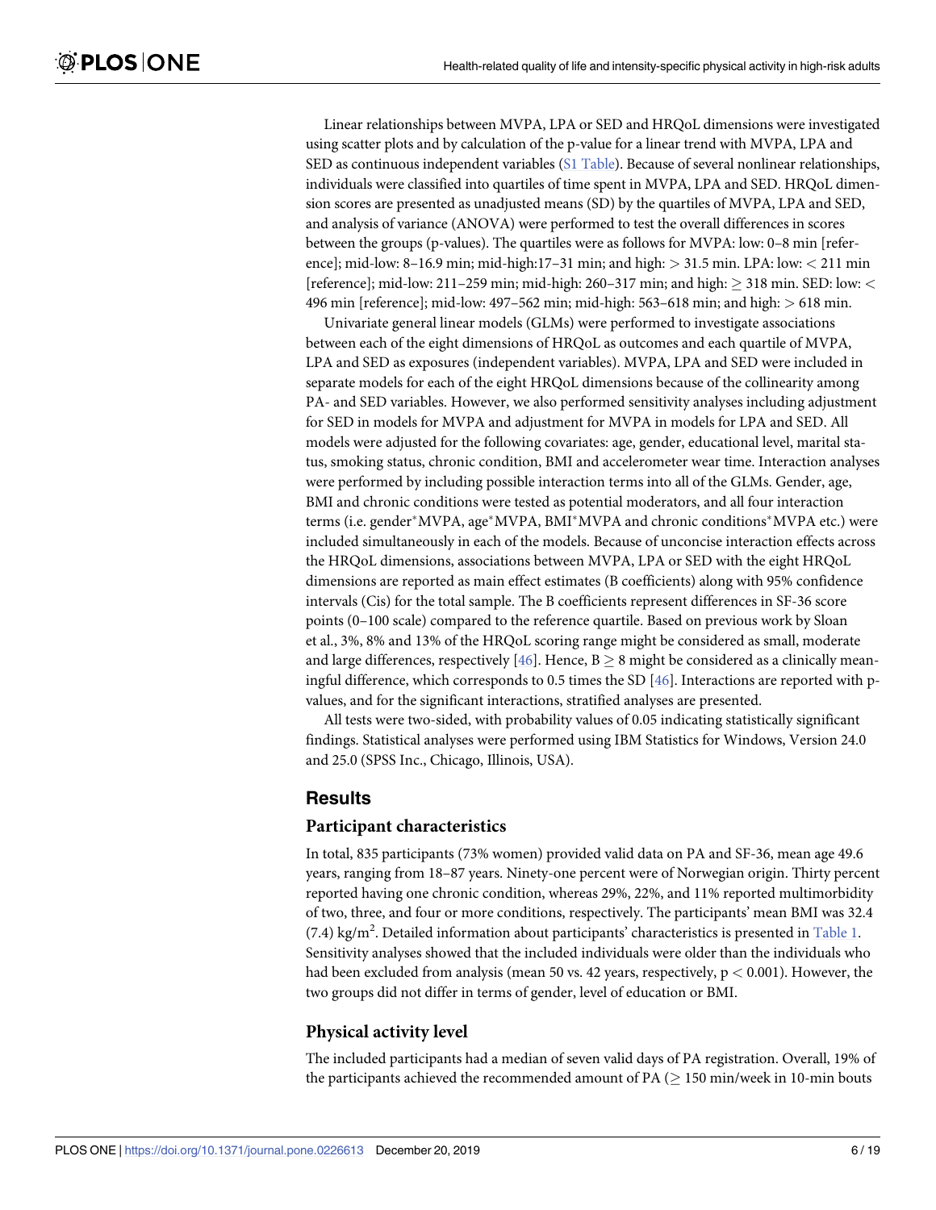Linear relationships between MVPA, LPA or SED and HRQoL dimensions were investigated using scatter plots and by calculation of the p-value for a linear trend with MVPA, LPA and SED as continuous independent variables (S1 Table). Because of several nonlinear relationships, individuals were classified into quartiles of time spent in MVPA, LPA and SED. HRQoL dimension scores are presented as unadjusted means (SD) by the quartiles of MVPA, LPA and SED, and analysis of variance (ANOVA) were performed to test the overall differences in scores between the groups (p-values). The quartiles were as follows for MVPA: low: 0–8 min [reference]; mid-low: 8–16.9 min; mid-high:17–31 min; and high: > 31.5 min. LPA: low: < 211 min [reference]; mid-low: 211–259 min; mid-high: 260–317 min; and high: ≥ 318 min. SED: low: < 496 min [reference]; mid-low: 497–562 min; mid-high: 563–618 min; and high: > 618 min.

Univariate general linear models (GLMs) were performed to investigate associations between each of the eight dimensions of HRQoL as outcomes and each quartile of MVPA, LPA and SED as exposures (independent variables). MVPA, LPA and SED were included in separate models for each of the eight HRQoL dimensions because of the collinearity among PA- and SED variables. However, we also performed sensitivity analyses including adjustment for SED in models for MVPA and adjustment for MVPA in models for LPA and SED. All models were adjusted for the following covariates: age, gender, educational level, marital status, smoking status, chronic condition, BMI and accelerometer wear time. Interaction analyses were performed by including possible interaction terms into all of the GLMs. Gender, age, BMI and chronic conditions were tested as potential moderators, and all four interaction terms (i.e. gender*MVPA, age*MVPA, BMI*MVPA and chronic conditions*MVPA etc.) were included simultaneously in each of the models. Because of unconcise interaction effects across the HRQoL dimensions, associations between MVPA, LPA or SED with the eight HRQoL dimensions are reported as main effect estimates (B coefficients) along with 95% confidence intervals (Cis) for the total sample. The B coefficients represent differences in SF-36 score points (0–100 scale) compared to the reference quartile. Based on previous work by Sloan et al., 3%, 8% and 13% of the HRQoL scoring range might be considered as small, moderate and large differences, respectively [46]. Hence, B ≥ 8 might be considered as a clinically meaningful difference, which corresponds to 0.5 times the SD [46]. Interactions are reported with p-values, and for the significant interactions, stratified analyses are presented.

All tests were two-sided, with probability values of 0.05 indicating statistically significant findings. Statistical analyses were performed using IBM Statistics for Windows, Version 24.0 and 25.0 (SPSS Inc., Chicago, Illinois, USA).

## Results

### Participant characteristics

In total, 835 participants (73% women) provided valid data on PA and SF-36, mean age 49.6 years, ranging from 18–87 years. Ninety-one percent were of Norwegian origin. Thirty percent reported having one chronic condition, whereas 29%, 22%, and 11% reported multimorbidity of two, three, and four or more conditions, respectively. The participants' mean BMI was 32.4 (7.4) kg/m$^2$. Detailed information about participants' characteristics is presented in Table 1. Sensitivity analyses showed that the included individuals were older than the individuals who had been excluded from analysis (mean 50 vs. 42 years, respectively, $p < 0.001$). However, the two groups did not differ in terms of gender, level of education or BMI.

### Physical activity level

The included participants had a median of seven valid days of PA registration. Overall, 19% of the participants achieved the recommended amount of PA (≥ 150 min/week in 10-min bouts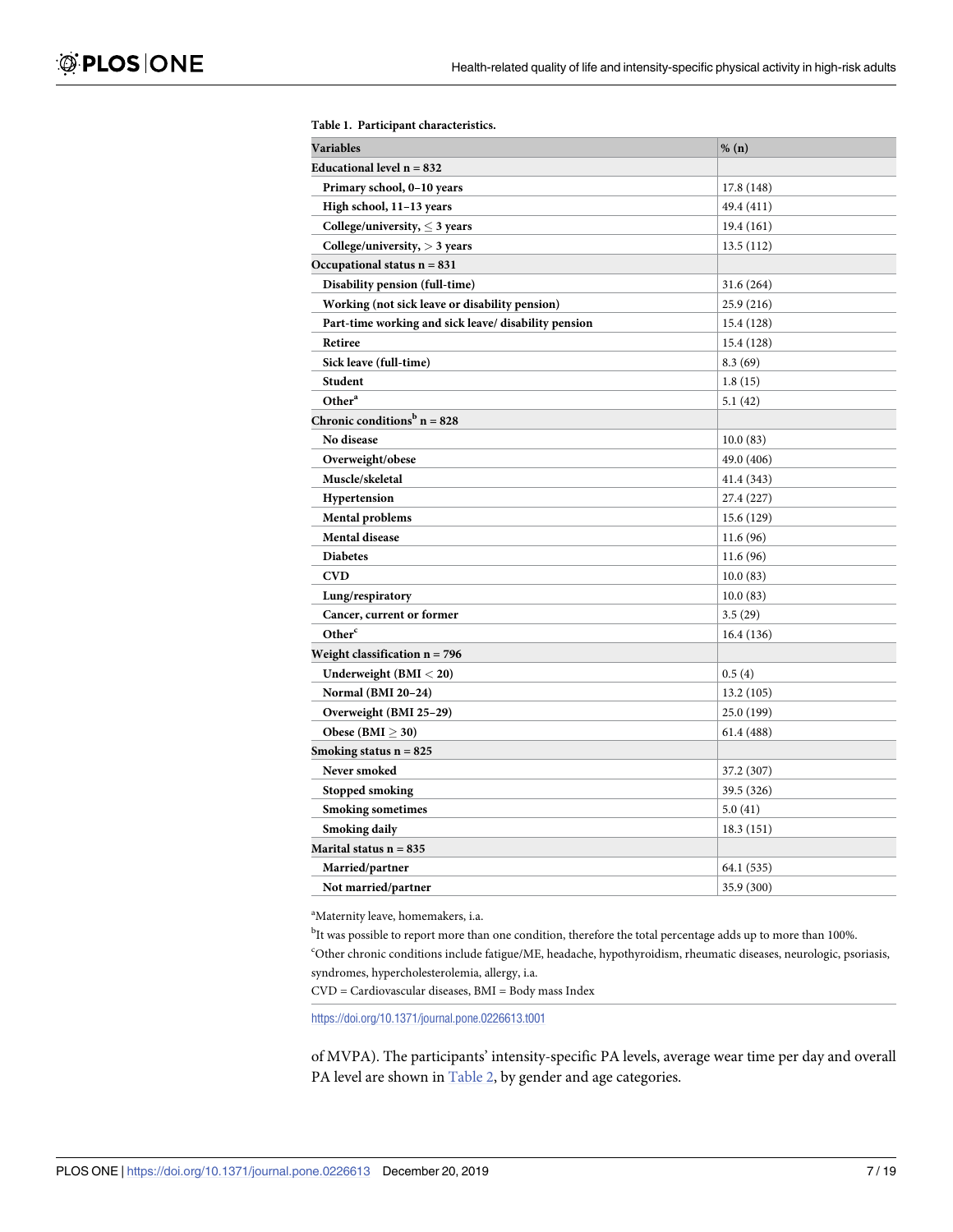**Table 1. Participant characteristics.**

| Variables | % (n) |
|---|---|
| **Educational level n = 832** | |
| Primary school, 0–10 years | 17.8 (148) |
| High school, 11–13 years | 49.4 (411) |
| College/university, $\leq$ 3 years | 19.4 (161) |
| College/university, > 3 years | 13.5 (112) |
| **Occupational status n = 831** | |
| Disability pension (full-time) | 31.6 (264) |
| Working (not sick leave or disability pension) | 25.9 (216) |
| Part-time working and sick leave/ disability pension | 15.4 (128) |
| Retiree | 15.4 (128) |
| Sick leave (full-time) | 8.3 (69) |
| Student | 1.8 (15) |
| Other[a] | 5.1 (42) |
| **Chronic conditions[b] n = 828** | |
| No disease | 10.0 (83) |
| Overweight/obese | 49.0 (406) |
| Muscle/skeletal | 41.4 (343) |
| Hypertension | 27.4 (227) |
| Mental problems | 15.6 (129) |
| Mental disease | 11.6 (96) |
| Diabetes | 11.6 (96) |
| CVD | 10.0 (83) |
| Lung/respiratory | 10.0 (83) |
| Cancer, current or former | 3.5 (29) |
| Other[c] | 16.4 (136) |
| **Weight classification n = 796** | |
| Underweight (BMI < 20) | 0.5 (4) |
| Normal (BMI 20–24) | 13.2 (105) |
| Overweight (BMI 25–29) | 25.0 (199) |
| Obese (BMI $\geq$ 30) | 61.4 (488) |
| **Smoking status n = 825** | |
| Never smoked | 37.2 (307) |
| Stopped smoking | 39.5 (326) |
| Smoking sometimes | 5.0 (41) |
| Smoking daily | 18.3 (151) |
| **Marital status n = 835** | |
| Married/partner | 64.1 (535) |
| Not married/partner | 35.9 (300) |

[a]Maternity leave, homemakers, i.a.

[b]It was possible to report more than one condition, therefore the total percentage adds up to more than 100%.

[c]Other chronic conditions include fatigue/ME, headache, hypothyroidism, rheumatic diseases, neurologic, psoriasis, syndromes, hypercholesterolemia, allergy, i.a.

CVD = Cardiovascular diseases, BMI = Body mass Index

https://doi.org/10.1371/journal.pone.0226613.t001

of MVPA). The participants' intensity-specific PA levels, average wear time per day and overall PA level are shown in Table 2, by gender and age categories.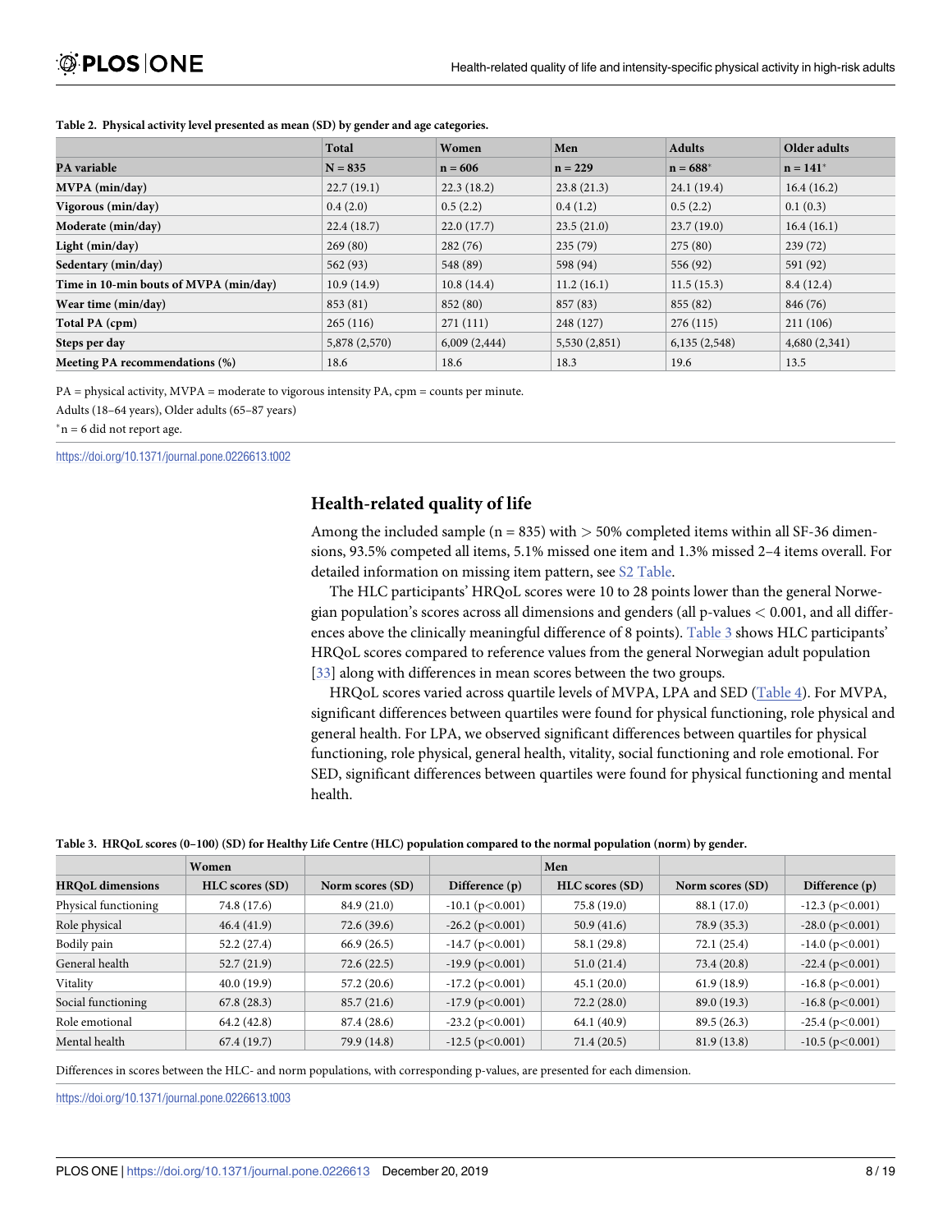**Table 2. Physical activity level presented as mean (SD) by gender and age categories.**

| | Total | Women | Men | Adults | Older adults |
|---|---|---|---|---|---|
| **PA variable** | **N = 835** | **n = 606** | **n = 229** | **n = 688*** | **n = 141*** |
| **MVPA (min/day)** | 22.7 (19.1) | 22.3 (18.2) | 23.8 (21.3) | 24.1 (19.4) | 16.4 (16.2) |
| **Vigorous (min/day)** | 0.4 (2.0) | 0.5 (2.2) | 0.4 (1.2) | 0.5 (2.2) | 0.1 (0.3) |
| **Moderate (min/day)** | 22.4 (18.7) | 22.0 (17.7) | 23.5 (21.0) | 23.7 (19.0) | 16.4 (16.1) |
| **Light (min/day)** | 269 (80) | 282 (76) | 235 (79) | 275 (80) | 239 (72) |
| **Sedentary (min/day)** | 562 (93) | 548 (89) | 598 (94) | 556 (92) | 591 (92) |
| **Time in 10-min bouts of MVPA (min/day)** | 10.9 (14.9) | 10.8 (14.4) | 11.2 (16.1) | 11.5 (15.3) | 8.4 (12.4) |
| **Wear time (min/day)** | 853 (81) | 852 (80) | 857 (83) | 855 (82) | 846 (76) |
| **Total PA (cpm)** | 265 (116) | 271 (111) | 248 (127) | 276 (115) | 211 (106) |
| **Steps per day** | 5,878 (2,570) | 6,009 (2,444) | 5,530 (2,851) | 6,135 (2,548) | 4,680 (2,341) |
| **Meeting PA recommendations (%)** | 18.6 | 18.6 | 18.3 | 19.6 | 13.5 |

PA = physical activity, MVPA = moderate to vigorous intensity PA, cpm = counts per minute.

Adults (18–64 years), Older adults (65–87 years)

*n = 6 did not report age.

https://doi.org/10.1371/journal.pone.0226613.t002

## Health-related quality of life

Among the included sample (n = 835) with > 50% completed items within all SF-36 dimensions, 93.5% competed all items, 5.1% missed one item and 1.3% missed 2–4 items overall. For detailed information on missing item pattern, see S2 Table.

The HLC participants' HRQoL scores were 10 to 28 points lower than the general Norwegian population's scores across all dimensions and genders (all p-values < 0.001, and all differences above the clinically meaningful difference of 8 points). Table 3 shows HLC participants' HRQoL scores compared to reference values from the general Norwegian adult population [33] along with differences in mean scores between the two groups.

HRQoL scores varied across quartile levels of MVPA, LPA and SED (Table 4). For MVPA, significant differences between quartiles were found for physical functioning, role physical and general health. For LPA, we observed significant differences between quartiles for physical functioning, role physical, general health, vitality, social functioning and role emotional. For SED, significant differences between quartiles were found for physical functioning and mental health.

**Table 3. HRQoL scores (0–100) (SD) for Healthy Life Centre (HLC) population compared to the normal population (norm) by gender.**

| | Women | | | Men | | |
|---|---|---|---|---|---|---|
| **HRQoL dimensions** | **HLC scores (SD)** | **Norm scores (SD)** | **Difference (p)** | **HLC scores (SD)** | **Norm scores (SD)** | **Difference (p)** |
| Physical functioning | 74.8 (17.6) | 84.9 (21.0) | -10.1 (p<0.001) | 75.8 (19.0) | 88.1 (17.0) | -12.3 (p<0.001) |
| Role physical | 46.4 (41.9) | 72.6 (39.6) | -26.2 (p<0.001) | 50.9 (41.6) | 78.9 (35.3) | -28.0 (p<0.001) |
| Bodily pain | 52.2 (27.4) | 66.9 (26.5) | -14.7 (p<0.001) | 58.1 (29.8) | 72.1 (25.4) | -14.0 (p<0.001) |
| General health | 52.7 (21.9) | 72.6 (22.5) | -19.9 (p<0.001) | 51.0 (21.4) | 73.4 (20.8) | -22.4 (p<0.001) |
| Vitality | 40.0 (19.9) | 57.2 (20.6) | -17.2 (p<0.001) | 45.1 (20.0) | 61.9 (18.9) | -16.8 (p<0.001) |
| Social functioning | 67.8 (28.3) | 85.7 (21.6) | -17.9 (p<0.001) | 72.2 (28.0) | 89.0 (19.3) | -16.8 (p<0.001) |
| Role emotional | 64.2 (42.8) | 87.4 (28.6) | -23.2 (p<0.001) | 64.1 (40.9) | 89.5 (26.3) | -25.4 (p<0.001) |
| Mental health | 67.4 (19.7) | 79.9 (14.8) | -12.5 (p<0.001) | 71.4 (20.5) | 81.9 (13.8) | -10.5 (p<0.001) |

Differences in scores between the HLC- and norm populations, with corresponding p-values, are presented for each dimension.

https://doi.org/10.1371/journal.pone.0226613.t003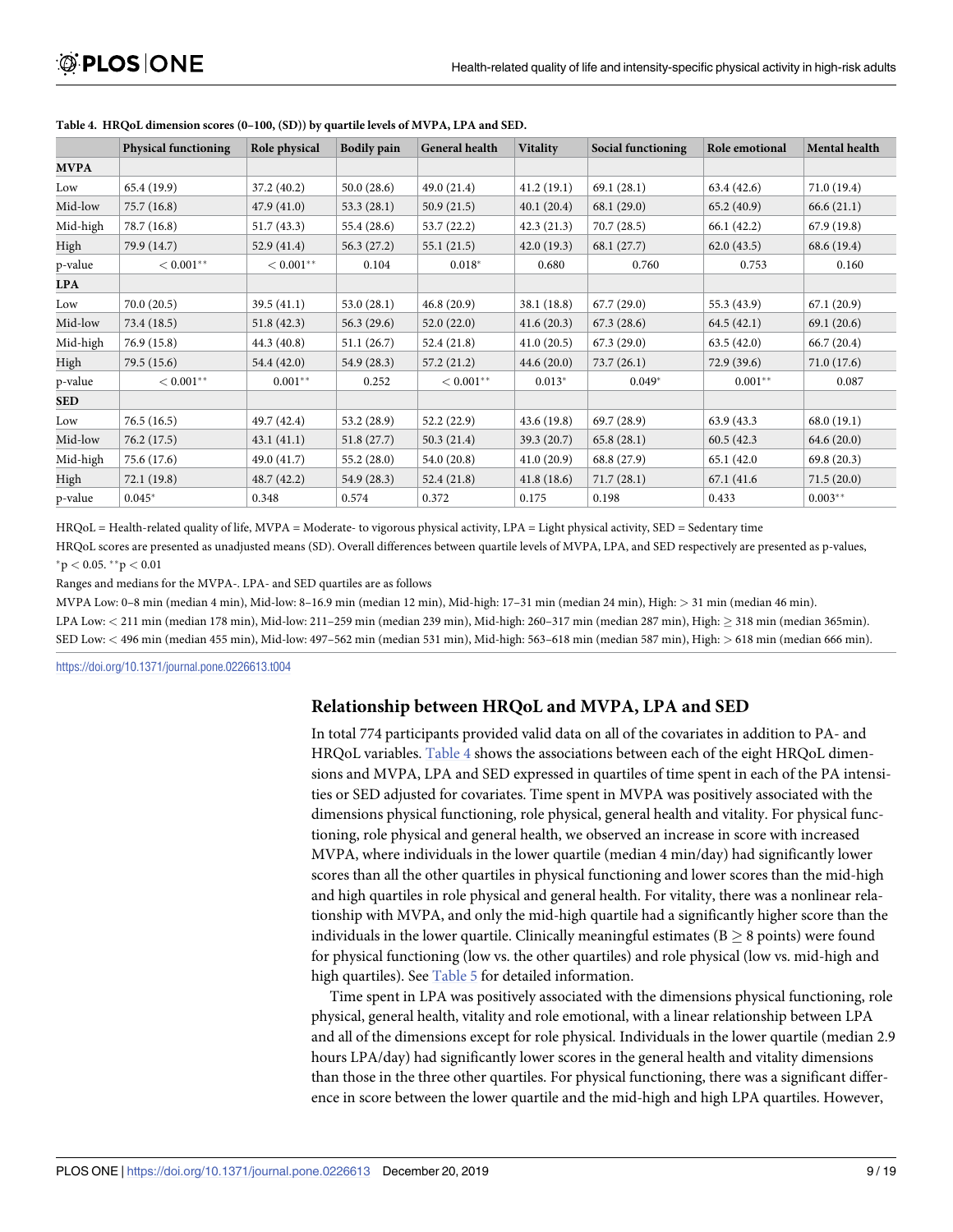**Table 4. HRQoL dimension scores (0–100, (SD)) by quartile levels of MVPA, LPA and SED.**

| | Physical functioning | Role physical | Bodily pain | General health | Vitality | Social functioning | Role emotional | Mental health |
|---|---|---|---|---|---|---|---|---|
| **MVPA** | | | | | | | | |
| Low | 65.4 (19.9) | 37.2 (40.2) | 50.0 (28.6) | 49.0 (21.4) | 41.2 (19.1) | 69.1 (28.1) | 63.4 (42.6) | 71.0 (19.4) |
| Mid-low | 75.7 (16.8) | 47.9 (41.0) | 53.3 (28.1) | 50.9 (21.5) | 40.1 (20.4) | 68.1 (29.0) | 65.2 (40.9) | 66.6 (21.1) |
| Mid-high | 78.7 (16.8) | 51.7 (43.3) | 55.4 (28.6) | 53.7 (22.2) | 42.3 (21.3) | 70.7 (28.5) | 66.1 (42.2) | 67.9 (19.8) |
| High | 79.9 (14.7) | 52.9 (41.4) | 56.3 (27.2) | 55.1 (21.5) | 42.0 (19.3) | 68.1 (27.7) | 62.0 (43.5) | 68.6 (19.4) |
| p-value | $< 0.001^{**}$ | $< 0.001^{**}$ | 0.104 | $0.018^{*}$ | 0.680 | 0.760 | 0.753 | 0.160 |
| **LPA** | | | | | | | | |
| Low | 70.0 (20.5) | 39.5 (41.1) | 53.0 (28.1) | 46.8 (20.9) | 38.1 (18.8) | 67.7 (29.0) | 55.3 (43.9) | 67.1 (20.9) |
| Mid-low | 73.4 (18.5) | 51.8 (42.3) | 56.3 (29.6) | 52.0 (22.0) | 41.6 (20.3) | 67.3 (28.6) | 64.5 (42.1) | 69.1 (20.6) |
| Mid-high | 76.9 (15.8) | 44.3 (40.8) | 51.1 (26.7) | 52.4 (21.8) | 41.0 (20.5) | 67.3 (29.0) | 63.5 (42.0) | 66.7 (20.4) |
| High | 79.5 (15.6) | 54.4 (42.0) | 54.9 (28.3) | 57.2 (21.2) | 44.6 (20.0) | 73.7 (26.1) | 72.9 (39.6) | 71.0 (17.6) |
| p-value | $< 0.001^{**}$ | $0.001^{**}$ | 0.252 | $< 0.001^{**}$ | $0.013^{*}$ | $0.049^{*}$ | $0.001^{**}$ | 0.087 |
| **SED** | | | | | | | | |
| Low | 76.5 (16.5) | 49.7 (42.4) | 53.2 (28.9) | 52.2 (22.9) | 43.6 (19.8) | 69.7 (28.9) | 63.9 (43.3 | 68.0 (19.1) |
| Mid-low | 76.2 (17.5) | 43.1 (41.1) | 51.8 (27.7) | 50.3 (21.4) | 39.3 (20.7) | 65.8 (28.1) | 60.5 (42.3 | 64.6 (20.0) |
| Mid-high | 75.6 (17.6) | 49.0 (41.7) | 55.2 (28.0) | 54.0 (20.8) | 41.0 (20.9) | 68.8 (27.9) | 65.1 (42.0 | 69.8 (20.3) |
| High | 72.1 (19.8) | 48.7 (42.2) | 54.9 (28.3) | 52.4 (21.8) | 41.8 (18.6) | 71.7 (28.1) | 67.1 (41.6 | 71.5 (20.0) |
| p-value | $0.045^{*}$ | 0.348 | 0.574 | 0.372 | 0.175 | 0.198 | 0.433 | $0.003^{**}$ |

HRQoL = Health-related quality of life, MVPA = Moderate- to vigorous physical activity, LPA = Light physical activity, SED = Sedentary time

HRQoL scores are presented as unadjusted means (SD). Overall differences between quartile levels of MVPA, LPA, and SED respectively are presented as p-values, $^{*}p < 0.05$. $^{**}p < 0.01$

Ranges and medians for the MVPA-. LPA- and SED quartiles are as follows

MVPA Low: 0–8 min (median 4 min), Mid-low: 8–16.9 min (median 12 min), Mid-high: 17–31 min (median 24 min), High: > 31 min (median 46 min).

LPA Low: < 211 min (median 178 min), Mid-low: 211–259 min (median 239 min), Mid-high: 260–317 min (median 287 min), High: ≥ 318 min (median 365min).

SED Low: < 496 min (median 455 min), Mid-low: 497–562 min (median 531 min), Mid-high: 563–618 min (median 587 min), High: > 618 min (median 666 min).

https://doi.org/10.1371/journal.pone.0226613.t004

## Relationship between HRQoL and MVPA, LPA and SED

In total 774 participants provided valid data on all of the covariates in addition to PA- and HRQoL variables. Table 4 shows the associations between each of the eight HRQoL dimensions and MVPA, LPA and SED expressed in quartiles of time spent in each of the PA intensities or SED adjusted for covariates. Time spent in MVPA was positively associated with the dimensions physical functioning, role physical, general health and vitality. For physical functioning, role physical and general health, we observed an increase in score with increased MVPA, where individuals in the lower quartile (median 4 min/day) had significantly lower scores than all the other quartiles in physical functioning and lower scores than the mid-high and high quartiles in role physical and general health. For vitality, there was a nonlinear relationship with MVPA, and only the mid-high quartile had a significantly higher score than the individuals in the lower quartile. Clinically meaningful estimates (B ≥ 8 points) were found for physical functioning (low vs. the other quartiles) and role physical (low vs. mid-high and high quartiles). See Table 5 for detailed information.

Time spent in LPA was positively associated with the dimensions physical functioning, role physical, general health, vitality and role emotional, with a linear relationship between LPA and all of the dimensions except for role physical. Individuals in the lower quartile (median 2.9 hours LPA/day) had significantly lower scores in the general health and vitality dimensions than those in the three other quartiles. For physical functioning, there was a significant difference in score between the lower quartile and the mid-high and high LPA quartiles. However,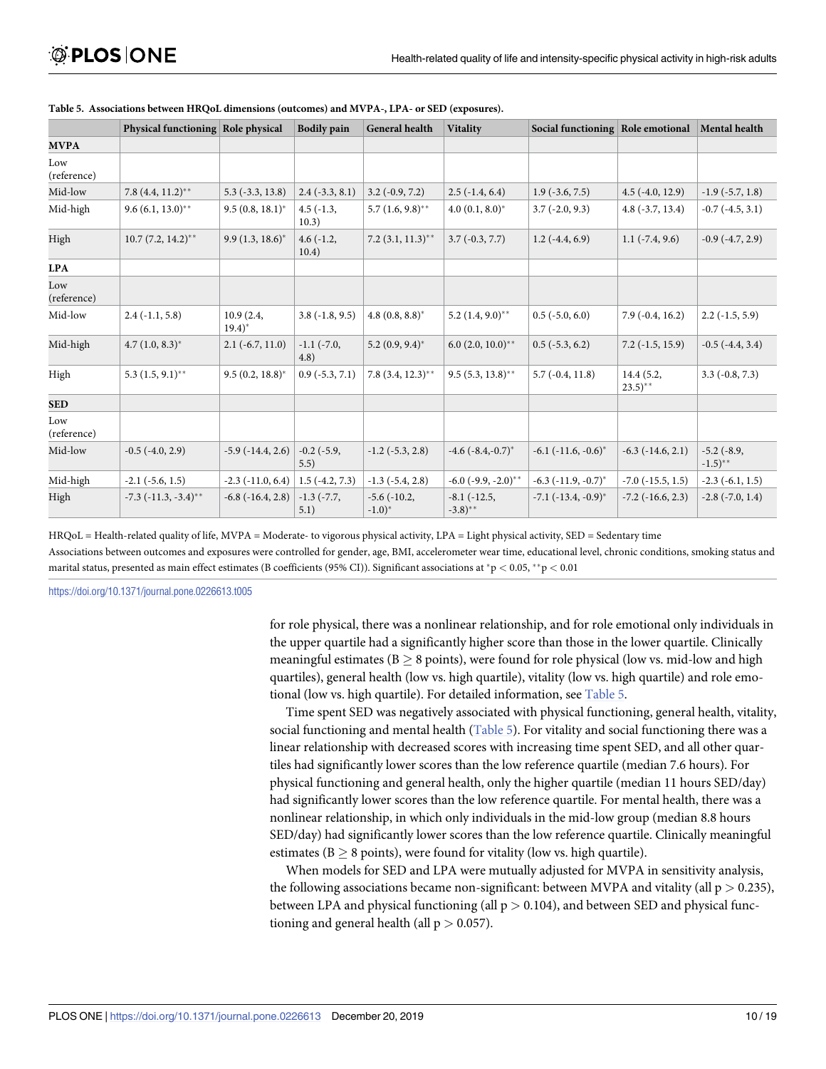**Table 5. Associations between HRQoL dimensions (outcomes) and MVPA-, LPA- or SED (exposures).**

| | Physical functioning | Role physical | Bodily pain | General health | Vitality | Social functioning | Role emotional | Mental health |
|---|---|---|---|---|---|---|---|---|
| **MVPA** | | | | | | | | |
| Low (reference) | | | | | | | | |
| Mid-low | 7.8 (4.4, 11.2)** | 5.3 (-3.3, 13.8) | 2.4 (-3.3, 8.1) | 3.2 (-0.9, 7.2) | 2.5 (-1.4, 6.4) | 1.9 (-3.6, 7.5) | 4.5 (-4.0, 12.9) | -1.9 (-5.7, 1.8) |
| Mid-high | 9.6 (6.1, 13.0)** | 9.5 (0.8, 18.1)* | 4.5 (-1.3, 10.3) | 5.7 (1.6, 9.8)** | 4.0 (0.1, 8.0)* | 3.7 (-2.0, 9.3) | 4.8 (-3.7, 13.4) | -0.7 (-4.5, 3.1) |
| High | 10.7 (7.2, 14.2)** | 9.9 (1.3, 18.6)* | 4.6 (-1.2, 10.4) | 7.2 (3.1, 11.3)** | 3.7 (-0.3, 7.7) | 1.2 (-4.4, 6.9) | 1.1 (-7.4, 9.6) | -0.9 (-4.7, 2.9) |
| **LPA** | | | | | | | | |
| Low (reference) | | | | | | | | |
| Mid-low | 2.4 (-1.1, 5.8) | 10.9 (2.4, 19.4)* | 3.8 (-1.8, 9.5) | 4.8 (0.8, 8.8)* | 5.2 (1.4, 9.0)** | 0.5 (-5.0, 6.0) | 7.9 (-0.4, 16.2) | 2.2 (-1.5, 5.9) |
| Mid-high | 4.7 (1.0, 8.3)* | 2.1 (-6.7, 11.0) | -1.1 (-7.0, 4.8) | 5.2 (0.9, 9.4)* | 6.0 (2.0, 10.0)** | 0.5 (-5.3, 6.2) | 7.2 (-1.5, 15.9) | -0.5 (-4.4, 3.4) |
| High | 5.3 (1.5, 9.1)** | 9.5 (0.2, 18.8)* | 0.9 (-5.3, 7.1) | 7.8 (3.4, 12.3)** | 9.5 (5.3, 13.8)** | 5.7 (-0.4, 11.8) | 14.4 (5.2, 23.5)** | 3.3 (-0.8, 7.3) |
| **SED** | | | | | | | | |
| Low (reference) | | | | | | | | |
| Mid-low | -0.5 (-4.0, 2.9) | -5.9 (-14.4, 2.6) | -0.2 (-5.9, 5.5) | -1.2 (-5.3, 2.8) | -4.6 (-8.4,-0.7)* | -6.1 (-11.6, -0.6)* | -6.3 (-14.6, 2.1) | -5.2 (-8.9, -1.5)** |
| Mid-high | -2.1 (-5.6, 1.5) | -2.3 (-11.0, 6.4) | 1.5 (-4.2, 7.3) | -1.3 (-5.4, 2.8) | -6.0 (-9.9, -2.0)** | -6.3 (-11.9, -0.7)* | -7.0 (-15.5, 1.5) | -2.3 (-6.1, 1.5) |
| High | -7.3 (-11.3, -3.4)** | -6.8 (-16.4, 2.8) | -1.3 (-7.7, 5.1) | -5.6 (-10.2, -1.0)* | -8.1 (-12.5, -3.8)** | -7.1 (-13.4, -0.9)* | -7.2 (-16.6, 2.3) | -2.8 (-7.0, 1.4) |

HRQoL = Health-related quality of life, MVPA = Moderate- to vigorous physical activity, LPA = Light physical activity, SED = Sedentary time

Associations between outcomes and exposures were controlled for gender, age, BMI, accelerometer wear time, educational level, chronic conditions, smoking status and marital status, presented as main effect estimates (B coefficients (95% CI)). Significant associations at $^{*}p < 0.05$, $^{**}p < 0.01$

https://doi.org/10.1371/journal.pone.0226613.t005

for role physical, there was a nonlinear relationship, and for role emotional only individuals in the upper quartile had a significantly higher score than those in the lower quartile. Clinically meaningful estimates ($B \geq 8$ points), were found for role physical (low vs. mid-low and high quartiles), general health (low vs. high quartile), vitality (low vs. high quartile) and role emotional (low vs. high quartile). For detailed information, see Table 5.

Time spent SED was negatively associated with physical functioning, general health, vitality, social functioning and mental health (Table 5). For vitality and social functioning there was a linear relationship with decreased scores with increasing time spent SED, and all other quartiles had significantly lower scores than the low reference quartile (median 7.6 hours). For physical functioning and general health, only the higher quartile (median 11 hours SED/day) had significantly lower scores than the low reference quartile. For mental health, there was a nonlinear relationship, in which only individuals in the mid-low group (median 8.8 hours SED/day) had significantly lower scores than the low reference quartile. Clinically meaningful estimates ($B \geq 8$ points), were found for vitality (low vs. high quartile).

When models for SED and LPA were mutually adjusted for MVPA in sensitivity analysis, the following associations became non-significant: between MVPA and vitality (all $p > 0.235$), between LPA and physical functioning (all $p > 0.104$), and between SED and physical functioning and general health (all $p > 0.057$).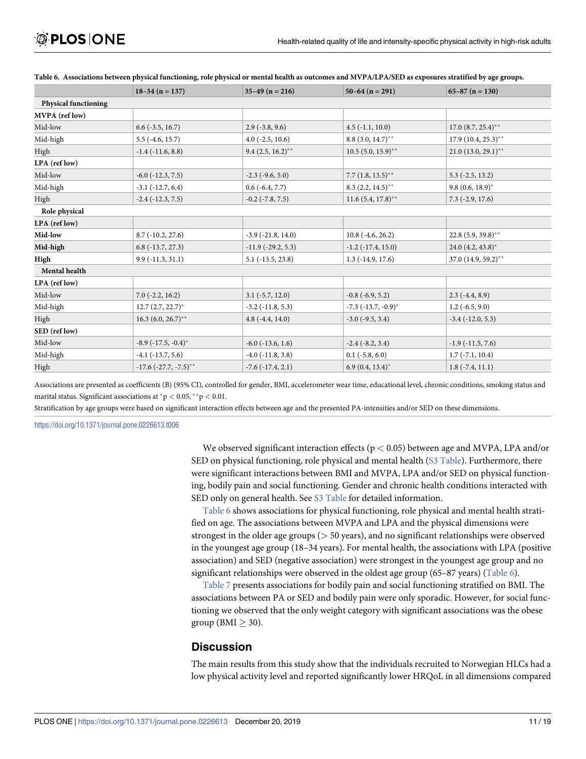**Table 6. Associations between physical functioning, role physical or mental health as outcomes and MVPA/LPA/SED as exposures stratified by age groups.**

| | 18–34 (n = 137) | 35–49 (n = 216) | 50–64 (n = 291) | 65–87 (n = 130) |
|---|---|---|---|---|
| **Physical functioning** | | | | |
| **MVPA (ref low)** | | | | |
| Mid-low | 6.6 (-3.5, 16.7) | 2.9 (-3.8, 9.6) | 4.5 (-1.1, 10.0) | 17.0 (8.7, 25.4)** |
| Mid-high | 5.5 (-4.6, 15.7) | 4.0 (-2.5, 10.6) | 8.8 (3.0, 14.7)** | 17.9 (10.4, 25.3)** |
| High | -1.4 (-11.6, 8.8) | 9.4 (2.5, 16.2)** | 10.5 (5.0, 15.9)** | 21.0 (13.0, 29.1)** |
| **LPA (ref low)** | | | | |
| Mid-low | -6.0 (-12.3, 7.5) | -2.3 (-9.6, 5.0) | 7.7 (1.8, 13.5)** | 5.3 (-2.5, 13.2) |
| Mid-high | -3.1 (-12.7, 6.4) | 0.6 (-6.4, 7.7) | 8.3 (2.2, 14.5)** | 9.8 (0.6, 18.9)* |
| High | -2.4 (-12.3, 7.5) | -0.2 (-7.8, 7.5) | 11.6 (5.4, 17.8)** | 7.3 (-2.9, 17.6) |
| **Role physical** | | | | |
| **LPA (ref low)** | | | | |
| **Mid-low** | 8.7 (-10.2, 27.6) | -3.9 (-21.8, 14.0) | 10.8 (-4.6, 26.2) | 22.8 (5.9, 39.8)** |
| **Mid-high** | 6.8 (-13.7, 27.3) | -11.9 (-29.2, 5.3) | -1.2 (-17.4, 15.0) | 24.0 (4.2, 43.8)* |
| **High** | 9.9 (-11.3, 31.1) | 5.1 (-13.5, 23.8) | 1.3 (-14.9, 17.6) | 37.0 (14.9, 59.2)** |
| **Mental health** | | | | |
| **LPA (ref low)** | | | | |
| Mid-low | 7.0 (-2.2, 16.2) | 3.1 (-5.7, 12.0) | -0.8 (-6.9, 5.2) | 2.3 (-4.4, 8.9) |
| Mid-high | 12.7 (2.7, 22.7)* | -3.2 (-11.8, 5.3) | -7.3 (-13.7, -0.9)* | 1.2 (-6.5, 9.0) |
| High | 16.3 (6.0, 26.7)** | 4.8 (-4.4, 14.0) | -3.0 (-9.5, 3.4) | -3.4 (-12.0, 5.3) |
| **SED (ref low)** | | | | |
| Mid-low | -8.9 (-17.5, -0.4)* | -6.0 (-13.6, 1.6) | -2.4 (-8.2, 3.4) | -1.9 (-11.5, 7.6) |
| Mid-high | -4.1 (-13.7, 5.6) | -4.0 (-11.8, 3.8) | 0.1 (-5.8, 6.0) | 1.7 (-7.1, 10.4) |
| High | -17.6 (-27.7, -7.5)** | -7.6 (-17.4, 2.1) | 6.9 (0.4, 13.4)* | 1.8 (-7.4, 11.1) |

Associations are presented as coefficients (B) (95% CI), controlled for gender, BMI, accelerometer wear time, educational level, chronic conditions, smoking status and marital status. Significant associations at *$p < 0.05$, **$p < 0.01$.

Stratification by age groups were based on significant interaction effects between age and the presented PA-intensities and/or SED on these dimensions.

https://doi.org/10.1371/journal.pone.0226613.t006

We observed significant interaction effects ($p < 0.05$) between age and MVPA, LPA and/or SED on physical functioning, role physical and mental health (S3 Table). Furthermore, there were significant interactions between BMI and MVPA, LPA and/or SED on physical functioning, bodily pain and social functioning. Gender and chronic health conditions interacted with SED only on general health. See S3 Table for detailed information.

Table 6 shows associations for physical functioning, role physical and mental health stratified on age. The associations between MVPA and LPA and the physical dimensions were strongest in the older age groups (> 50 years), and no significant relationships were observed in the youngest age group (18–34 years). For mental health, the associations with LPA (positive association) and SED (negative association) were strongest in the youngest age group and no significant relationships were observed in the oldest age group (65–87 years) (Table 6).

Table 7 presents associations for bodily pain and social functioning stratified on BMI. The associations between PA or SED and bodily pain were only sporadic. However, for social functioning we observed that the only weight category with significant associations was the obese group (BMI $\geq$ 30).

## Discussion

The main results from this study show that the individuals recruited to Norwegian HLCs had a low physical activity level and reported significantly lower HRQoL in all dimensions compared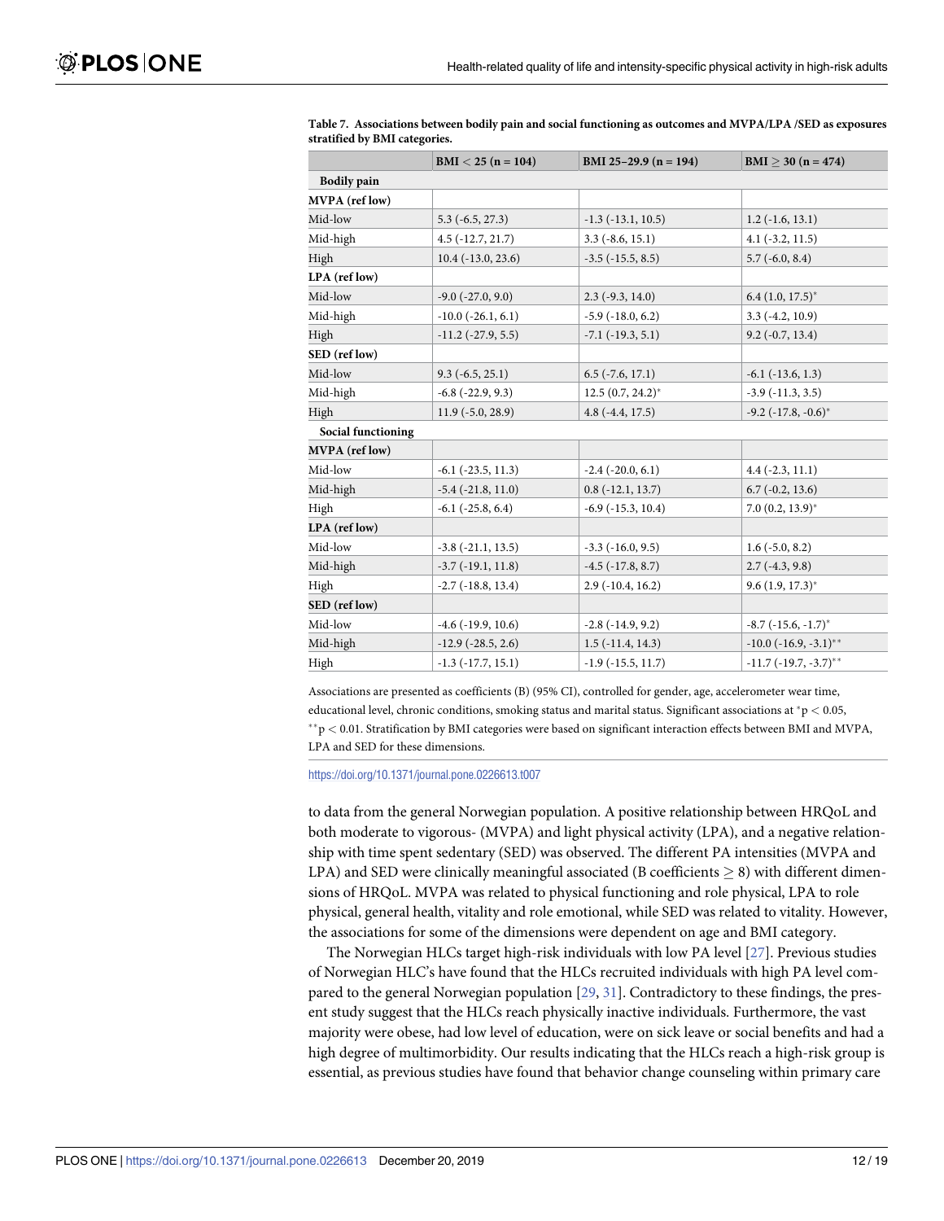**Table 7. Associations between bodily pain and social functioning as outcomes and MVPA/LPA /SED as exposures stratified by BMI categories.**

| | BMI < 25 (n = 104) | BMI 25–29.9 (n = 194) | BMI ≥ 30 (n = 474) |
|---|---|---|---|
| **Bodily pain** | | | |
| **MVPA (ref low)** | | | |
| Mid-low | 5.3 (-6.5, 27.3) | -1.3 (-13.1, 10.5) | 1.2 (-1.6, 13.1) |
| Mid-high | 4.5 (-12.7, 21.7) | 3.3 (-8.6, 15.1) | 4.1 (-3.2, 11.5) |
| High | 10.4 (-13.0, 23.6) | -3.5 (-15.5, 8.5) | 5.7 (-6.0, 8.4) |
| **LPA (ref low)** | | | |
| Mid-low | -9.0 (-27.0, 9.0) | 2.3 (-9.3, 14.0) | 6.4 (1.0, 17.5)* |
| Mid-high | -10.0 (-26.1, 6.1) | -5.9 (-18.0, 6.2) | 3.3 (-4.2, 10.9) |
| High | -11.2 (-27.9, 5.5) | -7.1 (-19.3, 5.1) | 9.2 (-0.7, 13.4) |
| **SED (ref low)** | | | |
| Mid-low | 9.3 (-6.5, 25.1) | 6.5 (-7.6, 17.1) | -6.1 (-13.6, 1.3) |
| Mid-high | -6.8 (-22.9, 9.3) | 12.5 (0.7, 24.2)* | -3.9 (-11.3, 3.5) |
| High | 11.9 (-5.0, 28.9) | 4.8 (-4.4, 17.5) | -9.2 (-17.8, -0.6)* |
| **Social functioning** | | | |
| **MVPA (ref low)** | | | |
| Mid-low | -6.1 (-23.5, 11.3) | -2.4 (-20.0, 6.1) | 4.4 (-2.3, 11.1) |
| Mid-high | -5.4 (-21.8, 11.0) | 0.8 (-12.1, 13.7) | 6.7 (-0.2, 13.6) |
| High | -6.1 (-25.8, 6.4) | -6.9 (-15.3, 10.4) | 7.0 (0.2, 13.9)* |
| **LPA (ref low)** | | | |
| Mid-low | -3.8 (-21.1, 13.5) | -3.3 (-16.0, 9.5) | 1.6 (-5.0, 8.2) |
| Mid-high | -3.7 (-19.1, 11.8) | -4.5 (-17.8, 8.7) | 2.7 (-4.3, 9.8) |
| High | -2.7 (-18.8, 13.4) | 2.9 (-10.4, 16.2) | 9.6 (1.9, 17.3)* |
| **SED (ref low)** | | | |
| Mid-low | -4.6 (-19.9, 10.6) | -2.8 (-14.9, 9.2) | -8.7 (-15.6, -1.7)* |
| Mid-high | -12.9 (-28.5, 2.6) | 1.5 (-11.4, 14.3) | -10.0 (-16.9, -3.1)** |
| High | -1.3 (-17.7, 15.1) | -1.9 (-15.5, 11.7) | -11.7 (-19.7, -3.7)** |

Associations are presented as coefficients (B) (95% CI), controlled for gender, age, accelerometer wear time, educational level, chronic conditions, smoking status and marital status. Significant associations at *$p < 0.05$, **$p < 0.01$. Stratification by BMI categories were based on significant interaction effects between BMI and MVPA, LPA and SED for these dimensions.

https://doi.org/10.1371/journal.pone.0226613.t007

to data from the general Norwegian population. A positive relationship between HRQoL and both moderate to vigorous- (MVPA) and light physical activity (LPA), and a negative relationship with time spent sedentary (SED) was observed. The different PA intensities (MVPA and LPA) and SED were clinically meaningful associated (B coefficients ≥ 8) with different dimensions of HRQoL. MVPA was related to physical functioning and role physical, LPA to role physical, general health, vitality and role emotional, while SED was related to vitality. However, the associations for some of the dimensions were dependent on age and BMI category.

The Norwegian HLCs target high-risk individuals with low PA level [27]. Previous studies of Norwegian HLC's have found that the HLCs recruited individuals with high PA level compared to the general Norwegian population [29, 31]. Contradictory to these findings, the present study suggest that the HLCs reach physically inactive individuals. Furthermore, the vast majority were obese, had low level of education, were on sick leave or social benefits and had a high degree of multimorbidity. Our results indicating that the HLCs reach a high-risk group is essential, as previous studies have found that behavior change counseling within primary care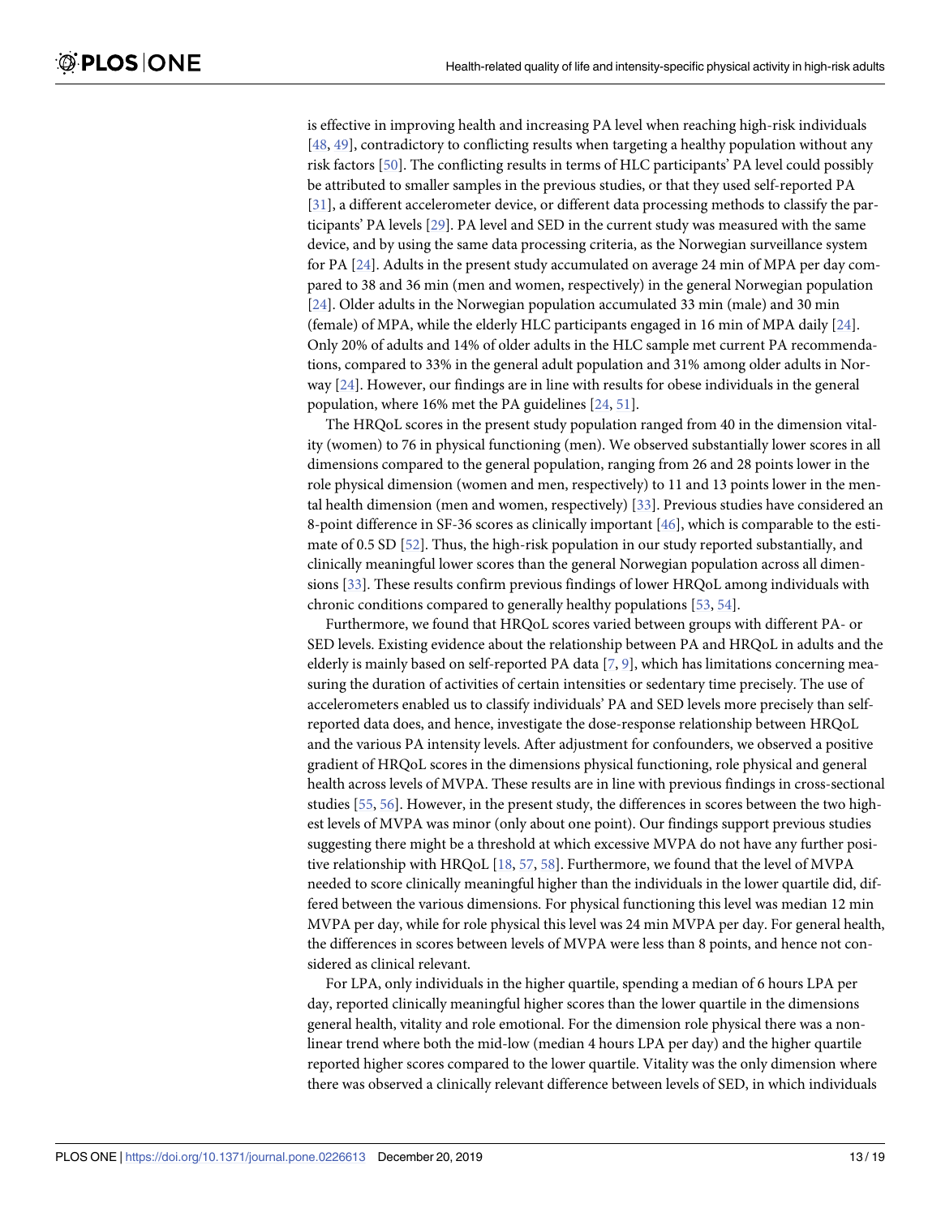is effective in improving health and increasing PA level when reaching high-risk individuals [48, 49], contradictory to conflicting results when targeting a healthy population without any risk factors [50]. The conflicting results in terms of HLC participants' PA level could possibly be attributed to smaller samples in the previous studies, or that they used self-reported PA [31], a different accelerometer device, or different data processing methods to classify the participants' PA levels [29]. PA level and SED in the current study was measured with the same device, and by using the same data processing criteria, as the Norwegian surveillance system for PA [24]. Adults in the present study accumulated on average 24 min of MPA per day compared to 38 and 36 min (men and women, respectively) in the general Norwegian population [24]. Older adults in the Norwegian population accumulated 33 min (male) and 30 min (female) of MPA, while the elderly HLC participants engaged in 16 min of MPA daily [24]. Only 20% of adults and 14% of older adults in the HLC sample met current PA recommendations, compared to 33% in the general adult population and 31% among older adults in Norway [24]. However, our findings are in line with results for obese individuals in the general population, where 16% met the PA guidelines [24, 51].

The HRQoL scores in the present study population ranged from 40 in the dimension vitality (women) to 76 in physical functioning (men). We observed substantially lower scores in all dimensions compared to the general population, ranging from 26 and 28 points lower in the role physical dimension (women and men, respectively) to 11 and 13 points lower in the mental health dimension (men and women, respectively) [33]. Previous studies have considered an 8-point difference in SF-36 scores as clinically important [46], which is comparable to the estimate of 0.5 SD [52]. Thus, the high-risk population in our study reported substantially, and clinically meaningful lower scores than the general Norwegian population across all dimensions [33]. These results confirm previous findings of lower HRQoL among individuals with chronic conditions compared to generally healthy populations [53, 54].

Furthermore, we found that HRQoL scores varied between groups with different PA- or SED levels. Existing evidence about the relationship between PA and HRQoL in adults and the elderly is mainly based on self-reported PA data [7, 9], which has limitations concerning measuring the duration of activities of certain intensities or sedentary time precisely. The use of accelerometers enabled us to classify individuals' PA and SED levels more precisely than self-reported data does, and hence, investigate the dose-response relationship between HRQoL and the various PA intensity levels. After adjustment for confounders, we observed a positive gradient of HRQoL scores in the dimensions physical functioning, role physical and general health across levels of MVPA. These results are in line with previous findings in cross-sectional studies [55, 56]. However, in the present study, the differences in scores between the two highest levels of MVPA was minor (only about one point). Our findings support previous studies suggesting there might be a threshold at which excessive MVPA do not have any further positive relationship with HRQoL [18, 57, 58]. Furthermore, we found that the level of MVPA needed to score clinically meaningful higher than the individuals in the lower quartile did, differed between the various dimensions. For physical functioning this level was median 12 min MVPA per day, while for role physical this level was 24 min MVPA per day. For general health, the differences in scores between levels of MVPA were less than 8 points, and hence not considered as clinical relevant.

For LPA, only individuals in the higher quartile, spending a median of 6 hours LPA per day, reported clinically meaningful higher scores than the lower quartile in the dimensions general health, vitality and role emotional. For the dimension role physical there was a nonlinear trend where both the mid-low (median 4 hours LPA per day) and the higher quartile reported higher scores compared to the lower quartile. Vitality was the only dimension where there was observed a clinically relevant difference between levels of SED, in which individuals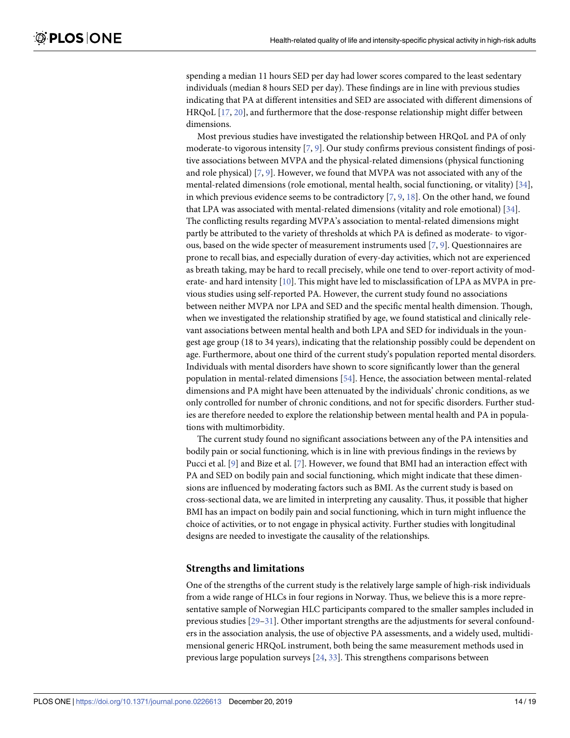spending a median 11 hours SED per day had lower scores compared to the least sedentary individuals (median 8 hours SED per day). These findings are in line with previous studies indicating that PA at different intensities and SED are associated with different dimensions of HRQoL [17, 20], and furthermore that the dose-response relationship might differ between dimensions.

Most previous studies have investigated the relationship between HRQoL and PA of only moderate-to vigorous intensity [7, 9]. Our study confirms previous consistent findings of positive associations between MVPA and the physical-related dimensions (physical functioning and role physical) [7, 9]. However, we found that MVPA was not associated with any of the mental-related dimensions (role emotional, mental health, social functioning, or vitality) [34], in which previous evidence seems to be contradictory [7, 9, 18]. On the other hand, we found that LPA was associated with mental-related dimensions (vitality and role emotional) [34]. The conflicting results regarding MVPA's association to mental-related dimensions might partly be attributed to the variety of thresholds at which PA is defined as moderate- to vigorous, based on the wide specter of measurement instruments used [7, 9]. Questionnaires are prone to recall bias, and especially duration of every-day activities, which not are experienced as breath taking, may be hard to recall precisely, while one tend to over-report activity of moderate- and hard intensity [10]. This might have led to misclassification of LPA as MVPA in previous studies using self-reported PA. However, the current study found no associations between neither MVPA nor LPA and SED and the specific mental health dimension. Though, when we investigated the relationship stratified by age, we found statistical and clinically relevant associations between mental health and both LPA and SED for individuals in the youngest age group (18 to 34 years), indicating that the relationship possibly could be dependent on age. Furthermore, about one third of the current study's population reported mental disorders. Individuals with mental disorders have shown to score significantly lower than the general population in mental-related dimensions [54]. Hence, the association between mental-related dimensions and PA might have been attenuated by the individuals' chronic conditions, as we only controlled for number of chronic conditions, and not for specific disorders. Further studies are therefore needed to explore the relationship between mental health and PA in populations with multimorbidity.

The current study found no significant associations between any of the PA intensities and bodily pain or social functioning, which is in line with previous findings in the reviews by Pucci et al. [9] and Bize et al. [7]. However, we found that BMI had an interaction effect with PA and SED on bodily pain and social functioning, which might indicate that these dimensions are influenced by moderating factors such as BMI. As the current study is based on cross-sectional data, we are limited in interpreting any causality. Thus, it possible that higher BMI has an impact on bodily pain and social functioning, which in turn might influence the choice of activities, or to not engage in physical activity. Further studies with longitudinal designs are needed to investigate the causality of the relationships.

## Strengths and limitations

One of the strengths of the current study is the relatively large sample of high-risk individuals from a wide range of HLCs in four regions in Norway. Thus, we believe this is a more representative sample of Norwegian HLC participants compared to the smaller samples included in previous studies [29–31]. Other important strengths are the adjustments for several confounders in the association analysis, the use of objective PA assessments, and a widely used, multidimensional generic HRQoL instrument, both being the same measurement methods used in previous large population surveys [24, 33]. This strengthens comparisons between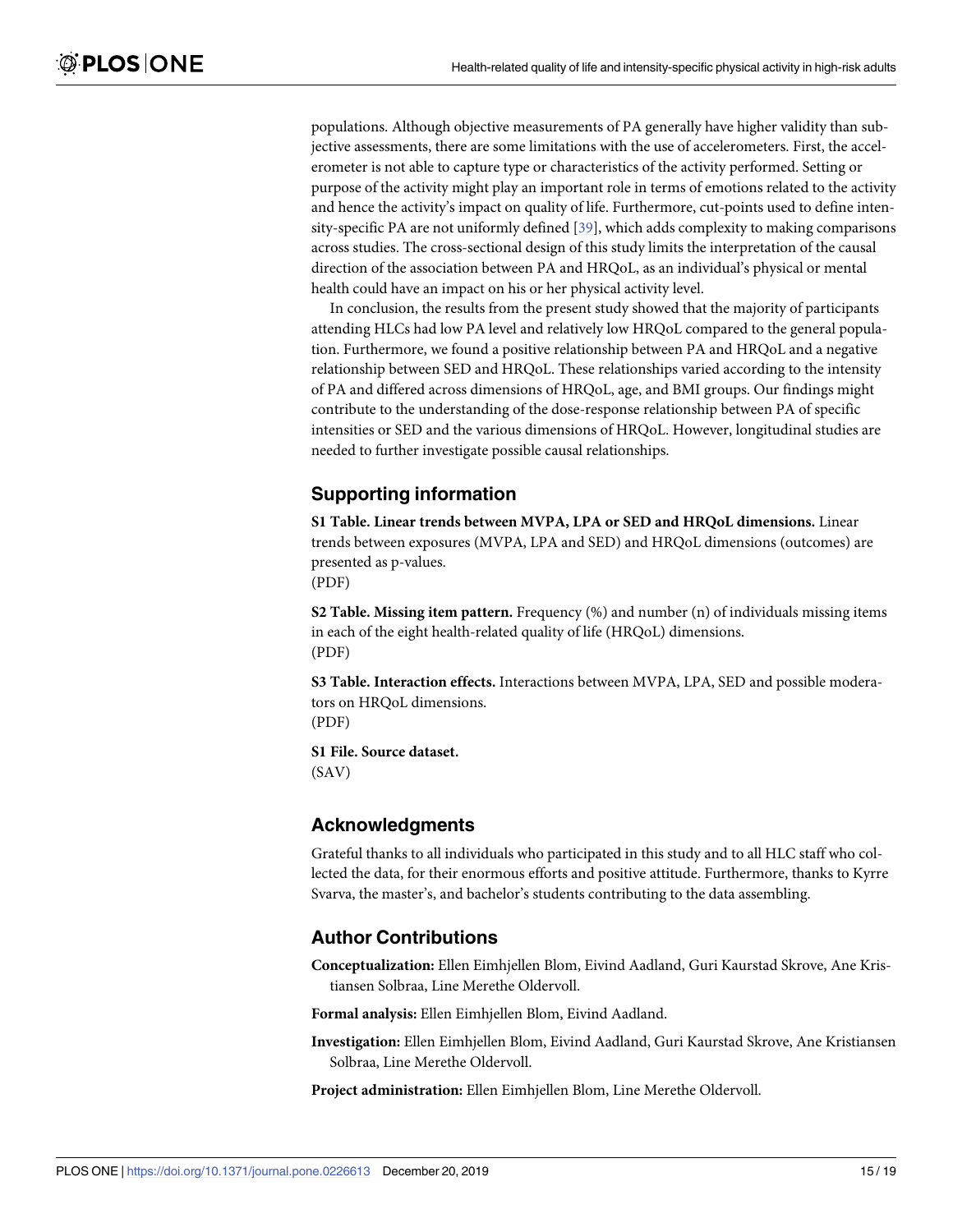populations. Although objective measurements of PA generally have higher validity than subjective assessments, there are some limitations with the use of accelerometers. First, the accelerometer is not able to capture type or characteristics of the activity performed. Setting or purpose of the activity might play an important role in terms of emotions related to the activity and hence the activity's impact on quality of life. Furthermore, cut-points used to define intensity-specific PA are not uniformly defined [39], which adds complexity to making comparisons across studies. The cross-sectional design of this study limits the interpretation of the causal direction of the association between PA and HRQoL, as an individual's physical or mental health could have an impact on his or her physical activity level.

In conclusion, the results from the present study showed that the majority of participants attending HLCs had low PA level and relatively low HRQoL compared to the general population. Furthermore, we found a positive relationship between PA and HRQoL and a negative relationship between SED and HRQoL. These relationships varied according to the intensity of PA and differed across dimensions of HRQoL, age, and BMI groups. Our findings might contribute to the understanding of the dose-response relationship between PA of specific intensities or SED and the various dimensions of HRQoL. However, longitudinal studies are needed to further investigate possible causal relationships.

## Supporting information

**S1 Table. Linear trends between MVPA, LPA or SED and HRQoL dimensions.** Linear trends between exposures (MVPA, LPA and SED) and HRQoL dimensions (outcomes) are presented as p-values.
(PDF)

**S2 Table. Missing item pattern.** Frequency (%) and number (n) of individuals missing items in each of the eight health-related quality of life (HRQoL) dimensions.
(PDF)

**S3 Table. Interaction effects.** Interactions between MVPA, LPA, SED and possible moderators on HRQoL dimensions.
(PDF)

**S1 File. Source dataset.**
(SAV)

## Acknowledgments

Grateful thanks to all individuals who participated in this study and to all HLC staff who collected the data, for their enormous efforts and positive attitude. Furthermore, thanks to Kyrre Svarva, the master's, and bachelor's students contributing to the data assembling.

## Author Contributions

**Conceptualization:** Ellen Eimhjellen Blom, Eivind Aadland, Guri Kaurstad Skrove, Ane Kristiansen Solbraa, Line Merethe Oldervoll.

**Formal analysis:** Ellen Eimhjellen Blom, Eivind Aadland.

**Investigation:** Ellen Eimhjellen Blom, Eivind Aadland, Guri Kaurstad Skrove, Ane Kristiansen Solbraa, Line Merethe Oldervoll.

**Project administration:** Ellen Eimhjellen Blom, Line Merethe Oldervoll.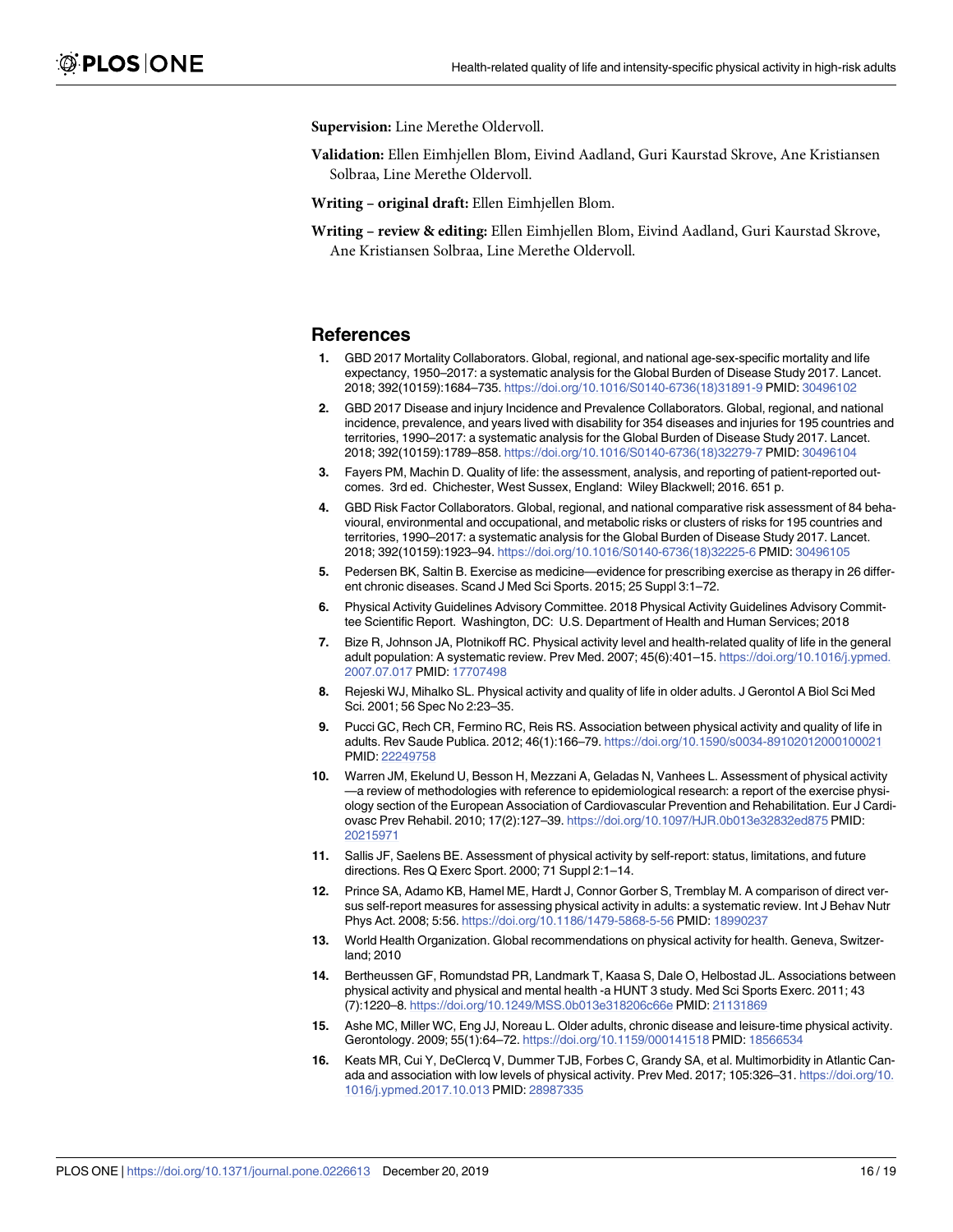**Supervision:** Line Merethe Oldervoll.

**Validation:** Ellen Eimhjellen Blom, Eivind Aadland, Guri Kaurstad Skrove, Ane Kristiansen Solbraa, Line Merethe Oldervoll.

**Writing – original draft:** Ellen Eimhjellen Blom.

**Writing – review & editing:** Ellen Eimhjellen Blom, Eivind Aadland, Guri Kaurstad Skrove, Ane Kristiansen Solbraa, Line Merethe Oldervoll.

## References

1. GBD 2017 Mortality Collaborators. Global, regional, and national age-sex-specific mortality and life expectancy, 1950–2017: a systematic analysis for the Global Burden of Disease Study 2017. Lancet. 2018; 392(10159):1684–735. https://doi.org/10.1016/S0140-6736(18)31891-9 PMID: 30496102
2. GBD 2017 Disease and injury Incidence and Prevalence Collaborators. Global, regional, and national incidence, prevalence, and years lived with disability for 354 diseases and injuries for 195 countries and territories, 1990–2017: a systematic analysis for the Global Burden of Disease Study 2017. Lancet. 2018; 392(10159):1789–858. https://doi.org/10.1016/S0140-6736(18)32279-7 PMID: 30496104
3. Fayers PM, Machin D. Quality of life: the assessment, analysis, and reporting of patient-reported outcomes. 3rd ed. Chichester, West Sussex, England: Wiley Blackwell; 2016. 651 p.
4. GBD Risk Factor Collaborators. Global, regional, and national comparative risk assessment of 84 behavioural, environmental and occupational, and metabolic risks or clusters of risks for 195 countries and territories, 1990–2017: a systematic analysis for the Global Burden of Disease Study 2017. Lancet. 2018; 392(10159):1923–94. https://doi.org/10.1016/S0140-6736(18)32225-6 PMID: 30496105
5. Pedersen BK, Saltin B. Exercise as medicine—evidence for prescribing exercise as therapy in 26 different chronic diseases. Scand J Med Sci Sports. 2015; 25 Suppl 3:1–72.
6. Physical Activity Guidelines Advisory Committee. 2018 Physical Activity Guidelines Advisory Committee Scientific Report. Washington, DC: U.S. Department of Health and Human Services; 2018
7. Bize R, Johnson JA, Plotnikoff RC. Physical activity level and health-related quality of life in the general adult population: A systematic review. Prev Med. 2007; 45(6):401–15. https://doi.org/10.1016/j.ypmed.2007.07.017 PMID: 17707498
8. Rejeski WJ, Mihalko SL. Physical activity and quality of life in older adults. J Gerontol A Biol Sci Med Sci. 2001; 56 Spec No 2:23–35.
9. Pucci GC, Rech CR, Fermino RC, Reis RS. Association between physical activity and quality of life in adults. Rev Saude Publica. 2012; 46(1):166–79. https://doi.org/10.1590/s0034-89102012000100021 PMID: 22249758
10. Warren JM, Ekelund U, Besson H, Mezzani A, Geladas N, Vanhees L. Assessment of physical activity—a review of methodologies with reference to epidemiological research: a report of the exercise physiology section of the European Association of Cardiovascular Prevention and Rehabilitation. Eur J Cardiovasc Prev Rehabil. 2010; 17(2):127–39. https://doi.org/10.1097/HJR.0b013e32832ed875 PMID: 20215971
11. Sallis JF, Saelens BE. Assessment of physical activity by self-report: status, limitations, and future directions. Res Q Exerc Sport. 2000; 71 Suppl 2:1–14.
12. Prince SA, Adamo KB, Hamel ME, Hardt J, Connor Gorber S, Tremblay M. A comparison of direct versus self-report measures for assessing physical activity in adults: a systematic review. Int J Behav Nutr Phys Act. 2008; 5:56. https://doi.org/10.1186/1479-5868-5-56 PMID: 18990237
13. World Health Organization. Global recommendations on physical activity for health. Geneva, Switzerland; 2010
14. Bertheussen GF, Romundstad PR, Landmark T, Kaasa S, Dale O, Helbostad JL. Associations between physical activity and physical and mental health -a HUNT 3 study. Med Sci Sports Exerc. 2011; 43(7):1220–8. https://doi.org/10.1249/MSS.0b013e318206c66e PMID: 21131869
15. Ashe MC, Miller WC, Eng JJ, Noreau L. Older adults, chronic disease and leisure-time physical activity. Gerontology. 2009; 55(1):64–72. https://doi.org/10.1159/000141518 PMID: 18566534
16. Keats MR, Cui Y, DeClercq V, Dummer TJB, Forbes C, Grandy SA, et al. Multimorbidity in Atlantic Canada and association with low levels of physical activity. Prev Med. 2017; 105:326–31. https://doi.org/10.1016/j.ypmed.2017.10.013 PMID: 28987335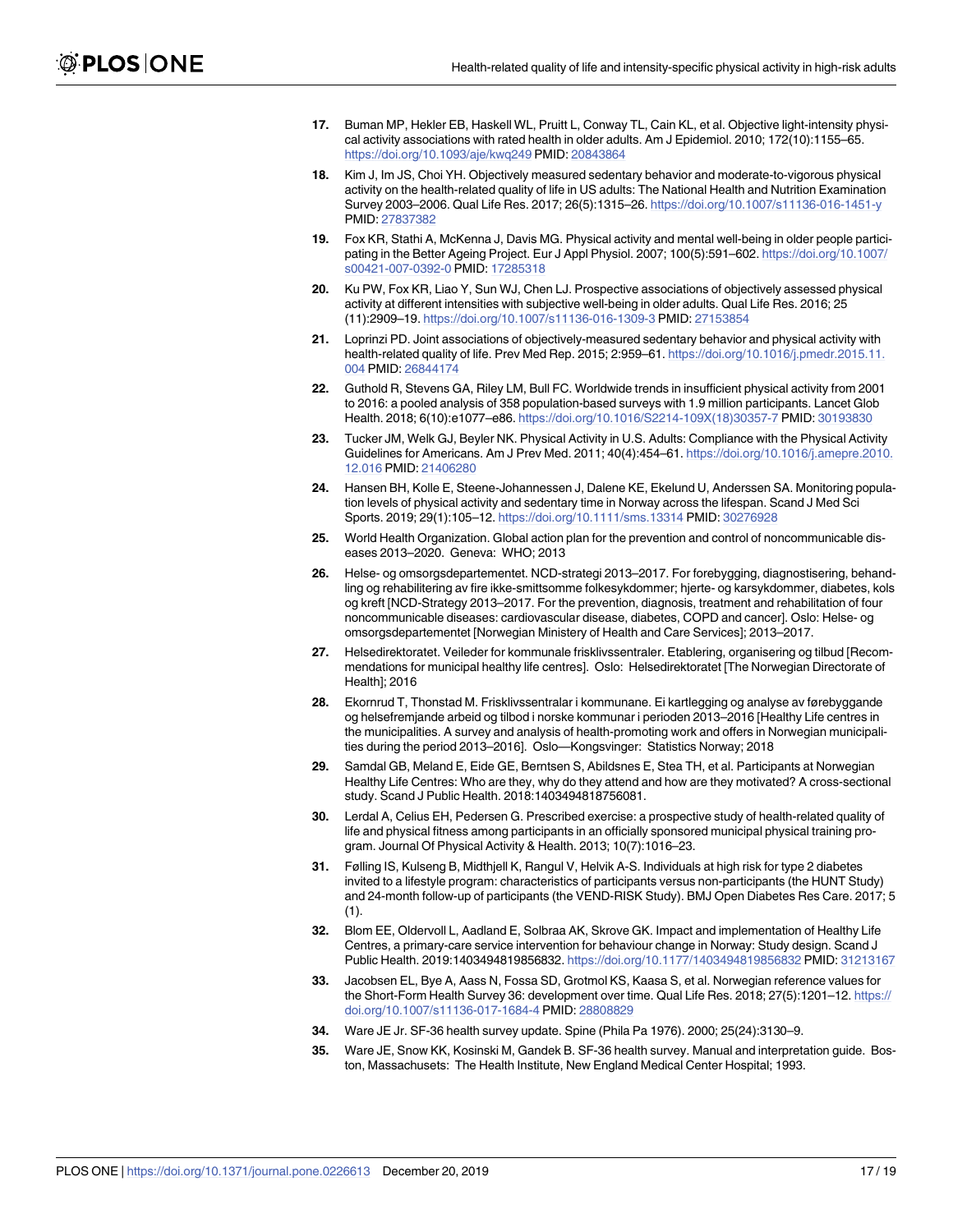17. Buman MP, Hekler EB, Haskell WL, Pruitt L, Conway TL, Cain KL, et al. Objective light-intensity physical activity associations with rated health in older adults. Am J Epidemiol. 2010; 172(10):1155–65. https://doi.org/10.1093/aje/kwq249 PMID: 20843864

18. Kim J, Im JS, Choi YH. Objectively measured sedentary behavior and moderate-to-vigorous physical activity on the health-related quality of life in US adults: The National Health and Nutrition Examination Survey 2003–2006. Qual Life Res. 2017; 26(5):1315–26. https://doi.org/10.1007/s11136-016-1451-y PMID: 27837382

19. Fox KR, Stathi A, McKenna J, Davis MG. Physical activity and mental well-being in older people participating in the Better Ageing Project. Eur J Appl Physiol. 2007; 100(5):591–602. https://doi.org/10.1007/s00421-007-0392-0 PMID: 17285318

20. Ku PW, Fox KR, Liao Y, Sun WJ, Chen LJ. Prospective associations of objectively assessed physical activity at different intensities with subjective well-being in older adults. Qual Life Res. 2016; 25 (11):2909–19. https://doi.org/10.1007/s11136-016-1309-3 PMID: 27153854

21. Loprinzi PD. Joint associations of objectively-measured sedentary behavior and physical activity with health-related quality of life. Prev Med Rep. 2015; 2:959–61. https://doi.org/10.1016/j.pmedr.2015.11.004 PMID: 26844174

22. Guthold R, Stevens GA, Riley LM, Bull FC. Worldwide trends in insufficient physical activity from 2001 to 2016: a pooled analysis of 358 population-based surveys with 1.9 million participants. Lancet Glob Health. 2018; 6(10):e1077–e86. https://doi.org/10.1016/S2214-109X(18)30357-7 PMID: 30193830

23. Tucker JM, Welk GJ, Beyler NK. Physical Activity in U.S. Adults: Compliance with the Physical Activity Guidelines for Americans. Am J Prev Med. 2011; 40(4):454–61. https://doi.org/10.1016/j.amepre.2010.12.016 PMID: 21406280

24. Hansen BH, Kolle E, Steene-Johannessen J, Dalene KE, Ekelund U, Anderssen SA. Monitoring population levels of physical activity and sedentary time in Norway across the lifespan. Scand J Med Sci Sports. 2019; 29(1):105–12. https://doi.org/10.1111/sms.13314 PMID: 30276928

25. World Health Organization. Global action plan for the prevention and control of noncommunicable diseases 2013–2020. Geneva: WHO; 2013

26. Helse- og omsorgsdepartementet. NCD-strategi 2013–2017. For forebygging, diagnostisering, behandling og rehabilitering av fire ikke-smittsomme folkesykdommer; hjerte- og karsykdommer, diabetes, kols og kreft [NCD-Strategy 2013–2017. For the prevention, diagnosis, treatment and rehabilitation of four noncommunicable diseases: cardiovascular disease, diabetes, COPD and cancer]. Oslo: Helse- og omsorgsdepartementet [Norwegian Ministery of Health and Care Services]; 2013–2017.

27. Helsedirektoratet. Veileder for kommunale frisklivssentraler. Etablering, organisering og tilbud [Recommendations for municipal healthy life centres]. Oslo: Helsedirektoratet [The Norwegian Directorate of Health]; 2016

28. Ekornrud T, Thonstad M. Frisklivssentralar i kommunane. Ei kartlegging og analyse av førebyggande og helsefremjande arbeid og tilbod i norske kommunar i perioden 2013–2016 [Healthy Life centres in the municipalities. A survey and analysis of health-promoting work and offers in Norwegian municipalities during the period 2013–2016]. Oslo—Kongsvinger: Statistics Norway; 2018

29. Samdal GB, Meland E, Eide GE, Berntsen S, Abildsnes E, Stea TH, et al. Participants at Norwegian Healthy Life Centres: Who are they, why do they attend and how are they motivated? A cross-sectional study. Scand J Public Health. 2018:1403494818756081.

30. Lerdal A, Celius EH, Pedersen G. Prescribed exercise: a prospective study of health-related quality of life and physical fitness among participants in an officially sponsored municipal physical training program. Journal Of Physical Activity & Health. 2013; 10(7):1016–23.

31. Følling IS, Kulseng B, Midthjell K, Rangul V, Helvik A-S. Individuals at high risk for type 2 diabetes invited to a lifestyle program: characteristics of participants versus non-participants (the HUNT Study) and 24-month follow-up of participants (the VEND-RISK Study). BMJ Open Diabetes Res Care. 2017; 5 (1).

32. Blom EE, Oldervoll L, Aadland E, Solbraa AK, Skrove GK. Impact and implementation of Healthy Life Centres, a primary-care service intervention for behaviour change in Norway: Study design. Scand J Public Health. 2019:1403494819856832. https://doi.org/10.1177/1403494819856832 PMID: 31213167

33. Jacobsen EL, Bye A, Aass N, Fossa SD, Grotmol KS, Kaasa S, et al. Norwegian reference values for the Short-Form Health Survey 36: development over time. Qual Life Res. 2018; 27(5):1201–12. https://doi.org/10.1007/s11136-017-1684-4 PMID: 28808829

34. Ware JE Jr. SF-36 health survey update. Spine (Phila Pa 1976). 2000; 25(24):3130–9.

35. Ware JE, Snow KK, Kosinski M, Gandek B. SF-36 health survey. Manual and interpretation guide. Boston, Massachusets: The Health Institute, New England Medical Center Hospital; 1993.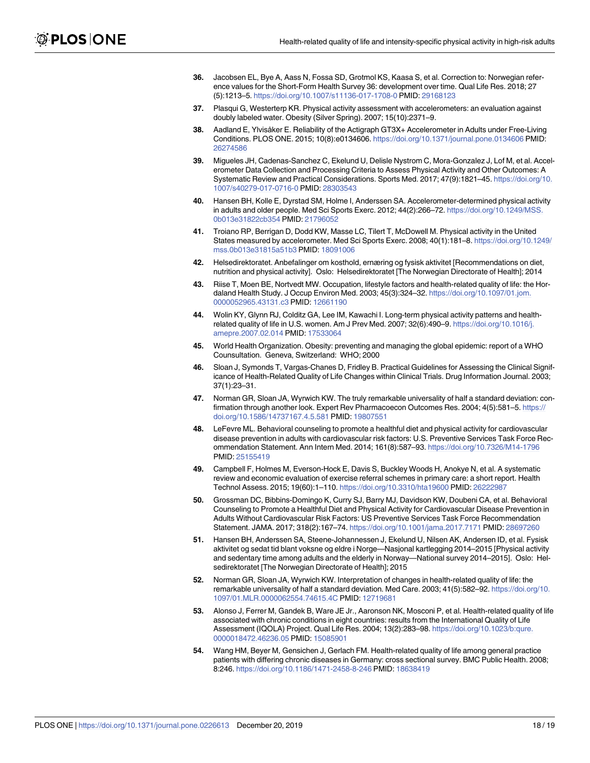36. Jacobsen EL, Bye A, Aass N, Fossa SD, Grotmol KS, Kaasa S, et al. Correction to: Norwegian reference values for the Short-Form Health Survey 36: development over time. Qual Life Res. 2018; 27 (5):1213–5. https://doi.org/10.1007/s11136-017-1708-0 PMID: 29168123

37. Plasqui G, Westerterp KR. Physical activity assessment with accelerometers: an evaluation against doubly labeled water. Obesity (Silver Spring). 2007; 15(10):2371–9.

38. Aadland E, Ylvisåker E. Reliability of the Actigraph GT3X+ Accelerometer in Adults under Free-Living Conditions. PLOS ONE. 2015; 10(8):e0134606. https://doi.org/10.1371/journal.pone.0134606 PMID: 26274586

39. Migueles JH, Cadenas-Sanchez C, Ekelund U, Delisle Nystrom C, Mora-Gonzalez J, Lof M, et al. Accelerometer Data Collection and Processing Criteria to Assess Physical Activity and Other Outcomes: A Systematic Review and Practical Considerations. Sports Med. 2017; 47(9):1821–45. https://doi.org/10.1007/s40279-017-0716-0 PMID: 28303543

40. Hansen BH, Kolle E, Dyrstad SM, Holme I, Anderssen SA. Accelerometer-determined physical activity in adults and older people. Med Sci Sports Exerc. 2012; 44(2):266–72. https://doi.org/10.1249/MSS.0b013e31822cb354 PMID: 21796052

41. Troiano RP, Berrigan D, Dodd KW, Masse LC, Tilert T, McDowell M. Physical activity in the United States measured by accelerometer. Med Sci Sports Exerc. 2008; 40(1):181–8. https://doi.org/10.1249/mss.0b013e31815a51b3 PMID: 18091006

42. Helsedirektoratet. Anbefalinger om kosthold, ernæring og fysisk aktivitet [Recommendations on diet, nutrition and physical activity]. Oslo: Helsedirektoratet [The Norwegian Directorate of Health]; 2014

43. Riise T, Moen BE, Nortvedt MW. Occupation, lifestyle factors and health-related quality of life: the Hordaland Health Study. J Occup Environ Med. 2003; 45(3):324–32. https://doi.org/10.1097/01.jom.0000052965.43131.c3 PMID: 12661190

44. Wolin KY, Glynn RJ, Colditz GA, Lee IM, Kawachi I. Long-term physical activity patterns and health-related quality of life in U.S. women. Am J Prev Med. 2007; 32(6):490–9. https://doi.org/10.1016/j.amepre.2007.02.014 PMID: 17533064

45. World Health Organization. Obesity: preventing and managing the global epidemic: report of a WHO Counsultation. Geneva, Switzerland: WHO; 2000

46. Sloan J, Symonds T, Vargas-Chanes D, Fridley B. Practical Guidelines for Assessing the Clinical Significance of Health-Related Quality of Life Changes within Clinical Trials. Drug Information Journal. 2003; 37(1):23–31.

47. Norman GR, Sloan JA, Wyrwich KW. The truly remarkable universality of half a standard deviation: confirmation through another look. Expert Rev Pharmacoecon Outcomes Res. 2004; 4(5):581–5. https://doi.org/10.1586/14737167.4.5.581 PMID: 19807551

48. LeFevre ML. Behavioral counseling to promote a healthful diet and physical activity for cardiovascular disease prevention in adults with cardiovascular risk factors: U.S. Preventive Services Task Force Recommendation Statement. Ann Intern Med. 2014; 161(8):587–93. https://doi.org/10.7326/M14-1796 PMID: 25155419

49. Campbell F, Holmes M, Everson-Hock E, Davis S, Buckley Woods H, Anokye N, et al. A systematic review and economic evaluation of exercise referral schemes in primary care: a short report. Health Technol Assess. 2015; 19(60):1–110. https://doi.org/10.3310/hta19600 PMID: 26222987

50. Grossman DC, Bibbins-Domingo K, Curry SJ, Barry MJ, Davidson KW, Doubeni CA, et al. Behavioral Counseling to Promote a Healthful Diet and Physical Activity for Cardiovascular Disease Prevention in Adults Without Cardiovascular Risk Factors: US Preventive Services Task Force Recommendation Statement. JAMA. 2017; 318(2):167–74. https://doi.org/10.1001/jama.2017.7171 PMID: 28697260

51. Hansen BH, Anderssen SA, Steene-Johannessen J, Ekelund U, Nilsen AK, Andersen ID, et al. Fysisk aktivitet og sedat tid blant voksne og eldre i Norge—Nasjonal kartlegging 2014–2015 [Physical activity and sedentary time among adults and the elderly in Norway—National survey 2014–2015]. Oslo: Helsedirektoratet [The Norwegian Directorate of Health]; 2015

52. Norman GR, Sloan JA, Wyrwich KW. Interpretation of changes in health-related quality of life: the remarkable universality of half a standard deviation. Med Care. 2003; 41(5):582–92. https://doi.org/10.1097/01.MLR.0000062554.74615.4C PMID: 12719681

53. Alonso J, Ferrer M, Gandek B, Ware JE Jr., Aaronson NK, Mosconi P, et al. Health-related quality of life associated with chronic conditions in eight countries: results from the International Quality of Life Assessment (IQOLA) Project. Qual Life Res. 2004; 13(2):283–98. https://doi.org/10.1023/b:qure.0000018472.46236.05 PMID: 15085901

54. Wang HM, Beyer M, Gensichen J, Gerlach FM. Health-related quality of life among general practice patients with differing chronic diseases in Germany: cross sectional survey. BMC Public Health. 2008; 8:246. https://doi.org/10.1186/1471-2458-8-246 PMID: 18638419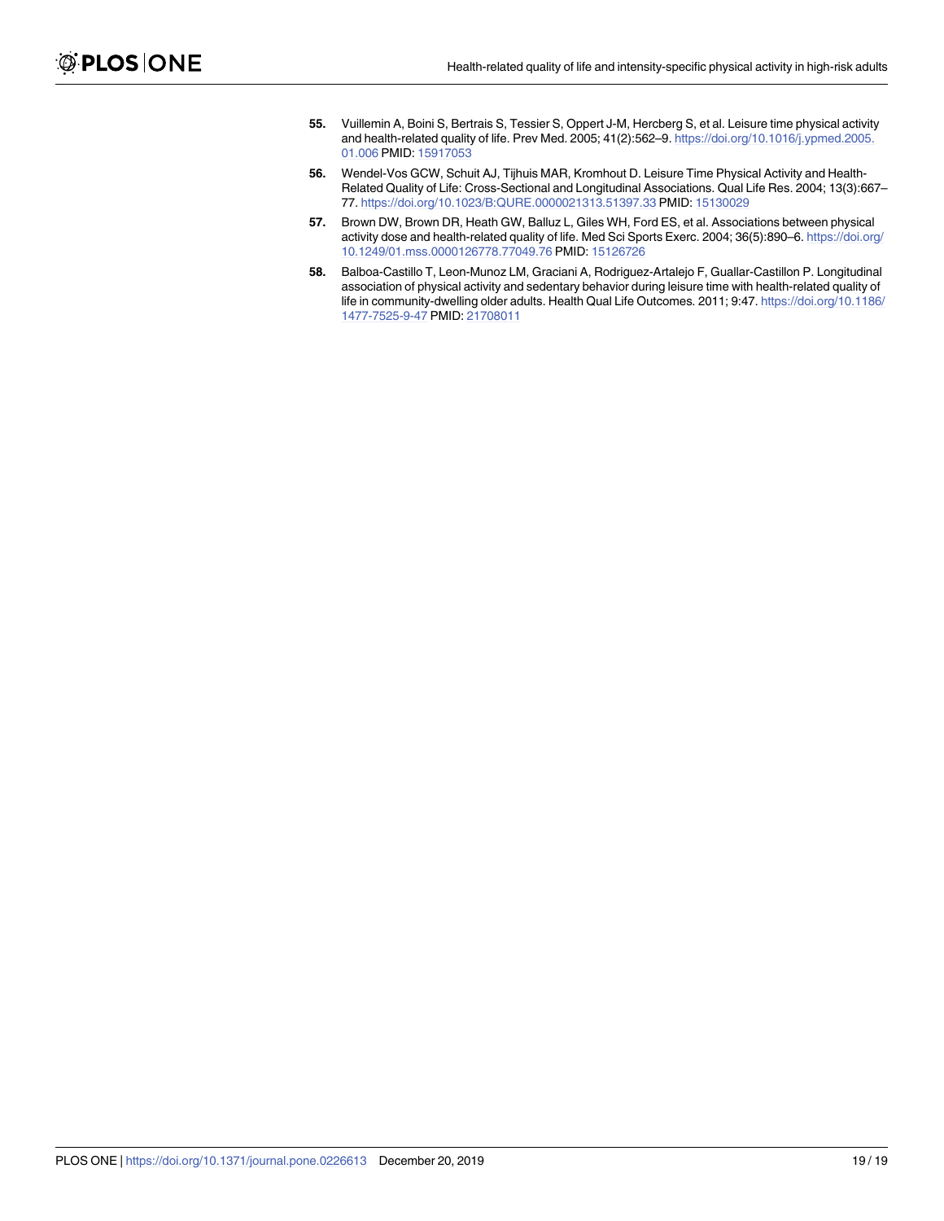55. Vuillemin A, Boini S, Bertrais S, Tessier S, Oppert J-M, Hercberg S, et al. Leisure time physical activity and health-related quality of life. Prev Med. 2005; 41(2):562–9. https://doi.org/10.1016/j.ypmed.2005.01.006 PMID: 15917053

56. Wendel-Vos GCW, Schuit AJ, Tijhuis MAR, Kromhout D. Leisure Time Physical Activity and Health-Related Quality of Life: Cross-Sectional and Longitudinal Associations. Qual Life Res. 2004; 13(3):667–77. https://doi.org/10.1023/B:QURE.0000021313.51397.33 PMID: 15130029

57. Brown DW, Brown DR, Heath GW, Balluz L, Giles WH, Ford ES, et al. Associations between physical activity dose and health-related quality of life. Med Sci Sports Exerc. 2004; 36(5):890–6. https://doi.org/10.1249/01.mss.0000126778.77049.76 PMID: 15126726

58. Balboa-Castillo T, Leon-Munoz LM, Graciani A, Rodriguez-Artalejo F, Guallar-Castillon P. Longitudinal association of physical activity and sedentary behavior during leisure time with health-related quality of life in community-dwelling older adults. Health Qual Life Outcomes. 2011; 9:47. https://doi.org/10.1186/1477-7525-9-47 PMID: 21708011